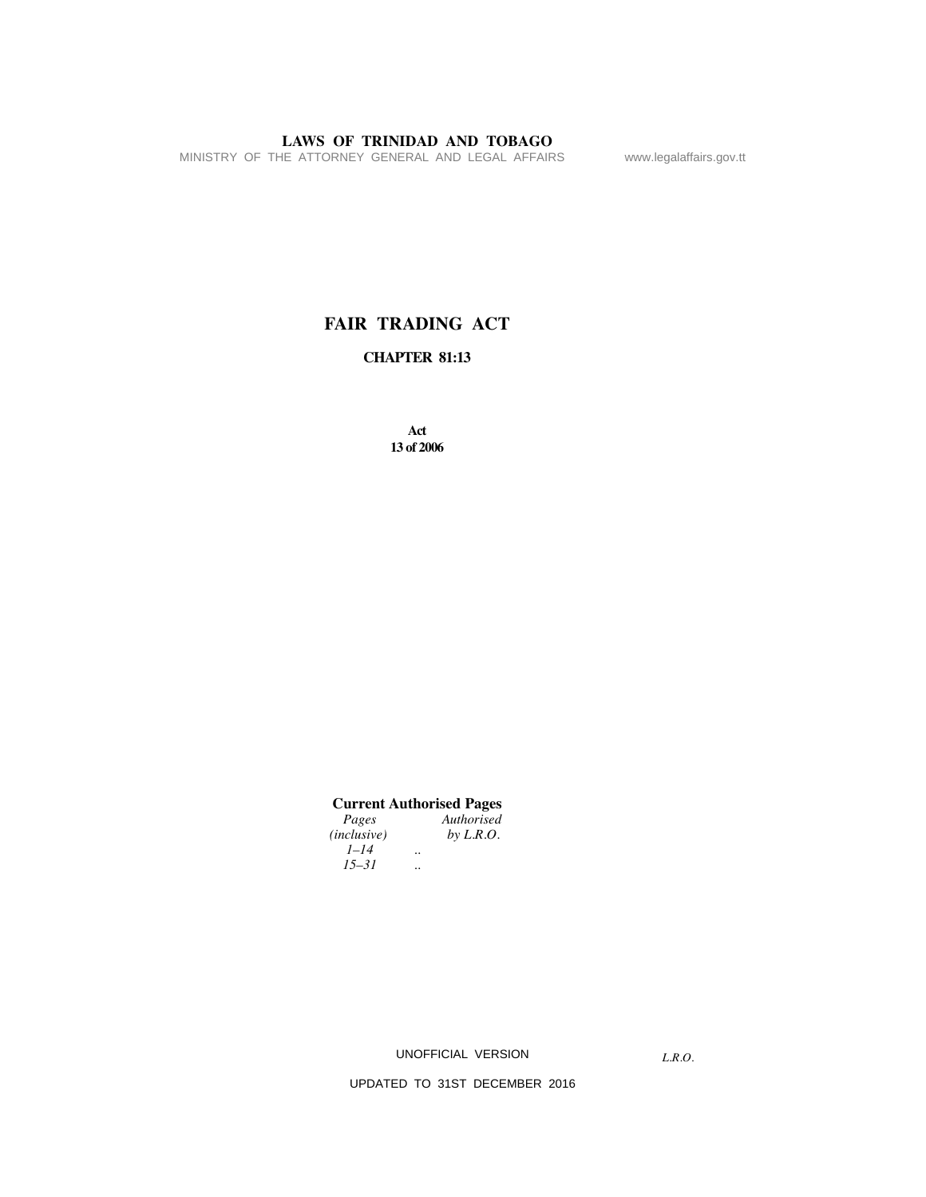# FAIR TRADING ACT

## CHAPTER 81:13

**Act**
**13 of 2006**

**Current Authorised Pages**

| *Pages (inclusive)* | | *Authorised by L.R.O.* |
|---|---|---|
| *1–14* | .. | |
| *15–31* | .. | |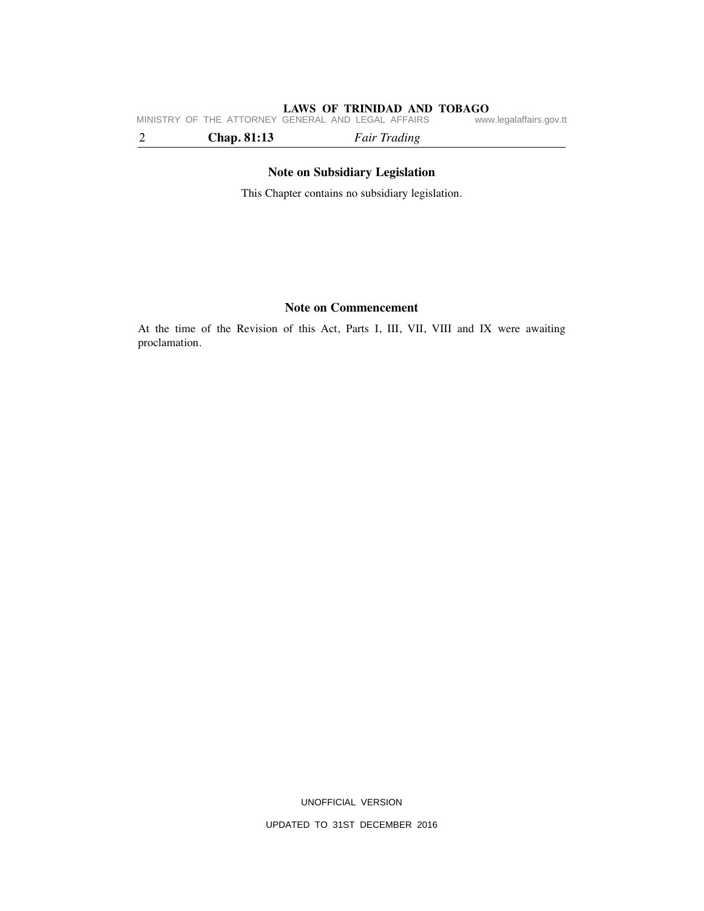## Note on Subsidiary Legislation

This Chapter contains no subsidiary legislation.

## Note on Commencement

At the time of the Revision of this Act, Parts I, III, VII, VIII and IX were awaiting proclamation.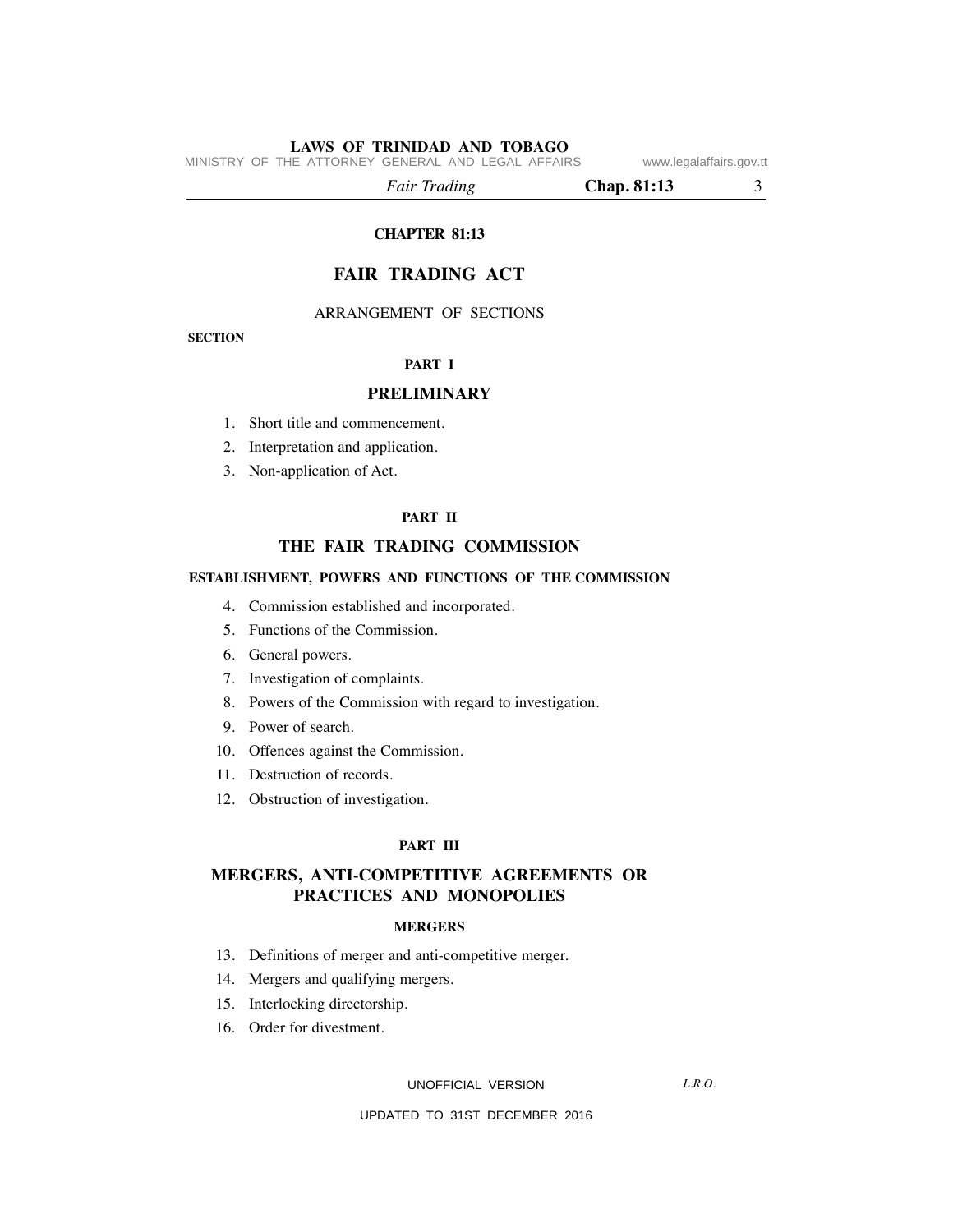**CHAPTER 81:13**

# FAIR TRADING ACT

ARRANGEMENT OF SECTIONS

SECTION

**PART I**

## PRELIMINARY

1. Short title and commencement.
2. Interpretation and application.
3. Non-application of Act.

**PART II**

## THE FAIR TRADING COMMISSION

### ESTABLISHMENT, POWERS AND FUNCTIONS OF THE COMMISSION

4. Commission established and incorporated.
5. Functions of the Commission.
6. General powers.
7. Investigation of complaints.
8. Powers of the Commission with regard to investigation.
9. Power of search.
10. Offences against the Commission.
11. Destruction of records.
12. Obstruction of investigation.

**PART III**

## MERGERS, ANTI-COMPETITIVE AGREEMENTS OR PRACTICES AND MONOPOLIES

### MERGERS

13. Definitions of merger and anti-competitive merger.
14. Mergers and qualifying mergers.
15. Interlocking directorship.
16. Order for divestment.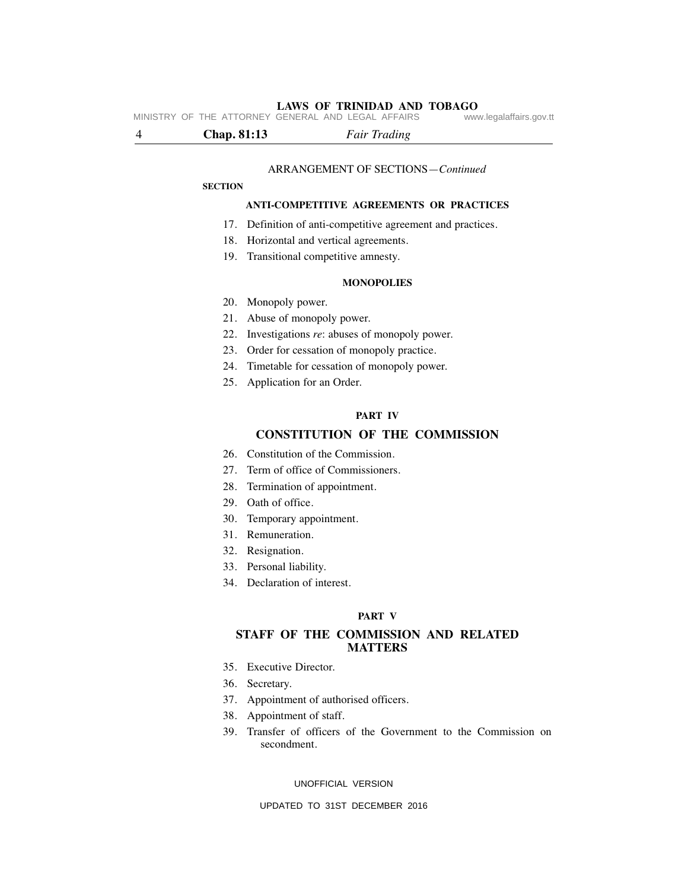ARRANGEMENT OF SECTIONS—*Continued*

**SECTION**

**ANTI-COMPETITIVE AGREEMENTS OR PRACTICES**

17. Definition of anti-competitive agreement and practices.
18. Horizontal and vertical agreements.
19. Transitional competitive amnesty.

**MONOPOLIES**

20. Monopoly power.
21. Abuse of monopoly power.
22. Investigations *re*: abuses of monopoly power.
23. Order for cessation of monopoly practice.
24. Timetable for cessation of monopoly power.
25. Application for an Order.

**PART IV**

## CONSTITUTION OF THE COMMISSION

26. Constitution of the Commission.
27. Term of office of Commissioners.
28. Termination of appointment.
29. Oath of office.
30. Temporary appointment.
31. Remuneration.
32. Resignation.
33. Personal liability.
34. Declaration of interest.

**PART V**

## STAFF OF THE COMMISSION AND RELATED MATTERS

35. Executive Director.
36. Secretary.
37. Appointment of authorised officers.
38. Appointment of staff.
39. Transfer of officers of the Government to the Commission on secondment.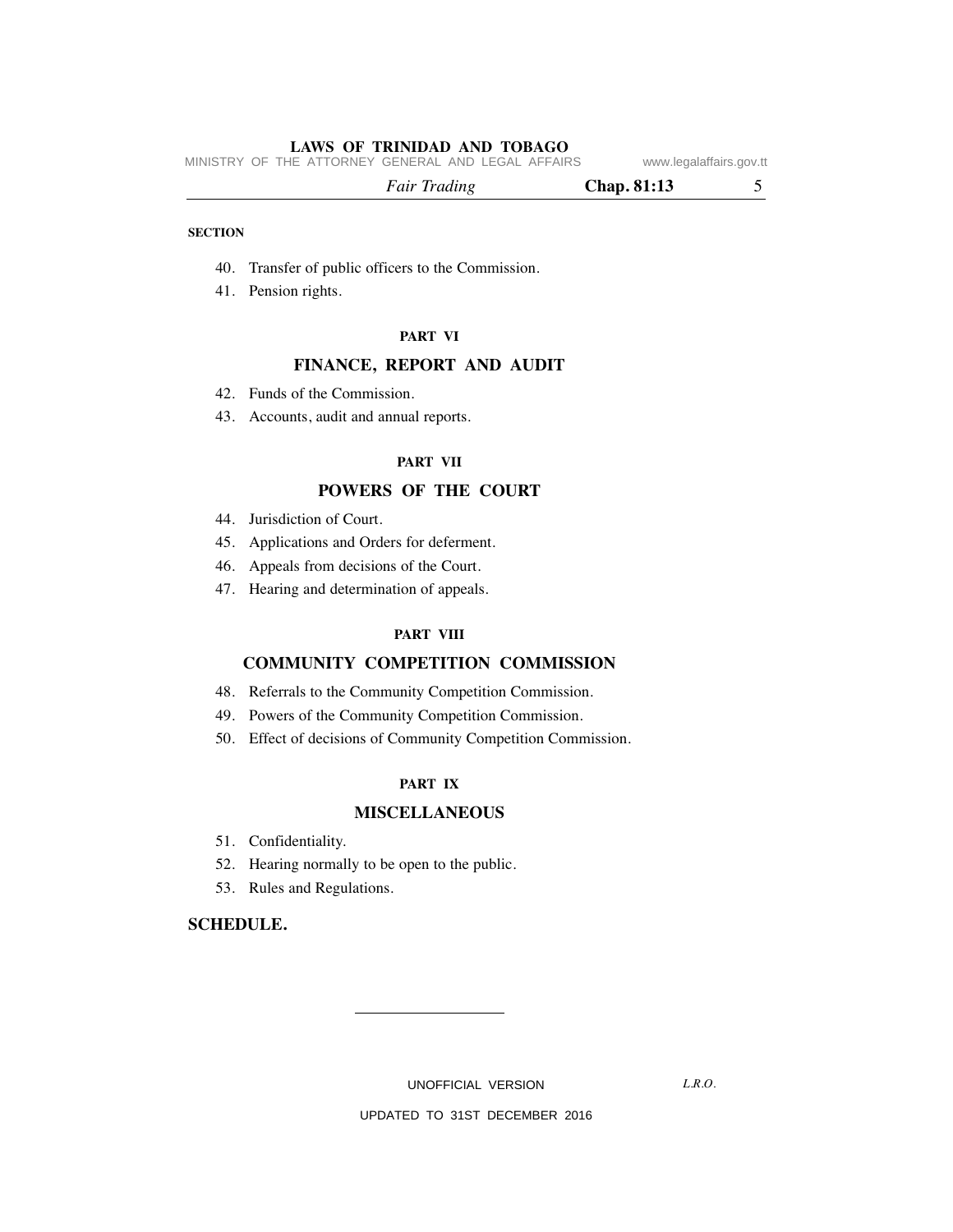**SECTION**

40. Transfer of public officers to the Commission.
41. Pension rights.

**PART VI**

**FINANCE, REPORT AND AUDIT**

42. Funds of the Commission.
43. Accounts, audit and annual reports.

**PART VII**

**POWERS OF THE COURT**

44. Jurisdiction of Court.
45. Applications and Orders for deferment.
46. Appeals from decisions of the Court.
47. Hearing and determination of appeals.

**PART VIII**

**COMMUNITY COMPETITION COMMISSION**

48. Referrals to the Community Competition Commission.
49. Powers of the Community Competition Commission.
50. Effect of decisions of Community Competition Commission.

**PART IX**

**MISCELLANEOUS**

51. Confidentiality.
52. Hearing normally to be open to the public.
53. Rules and Regulations.

**SCHEDULE.**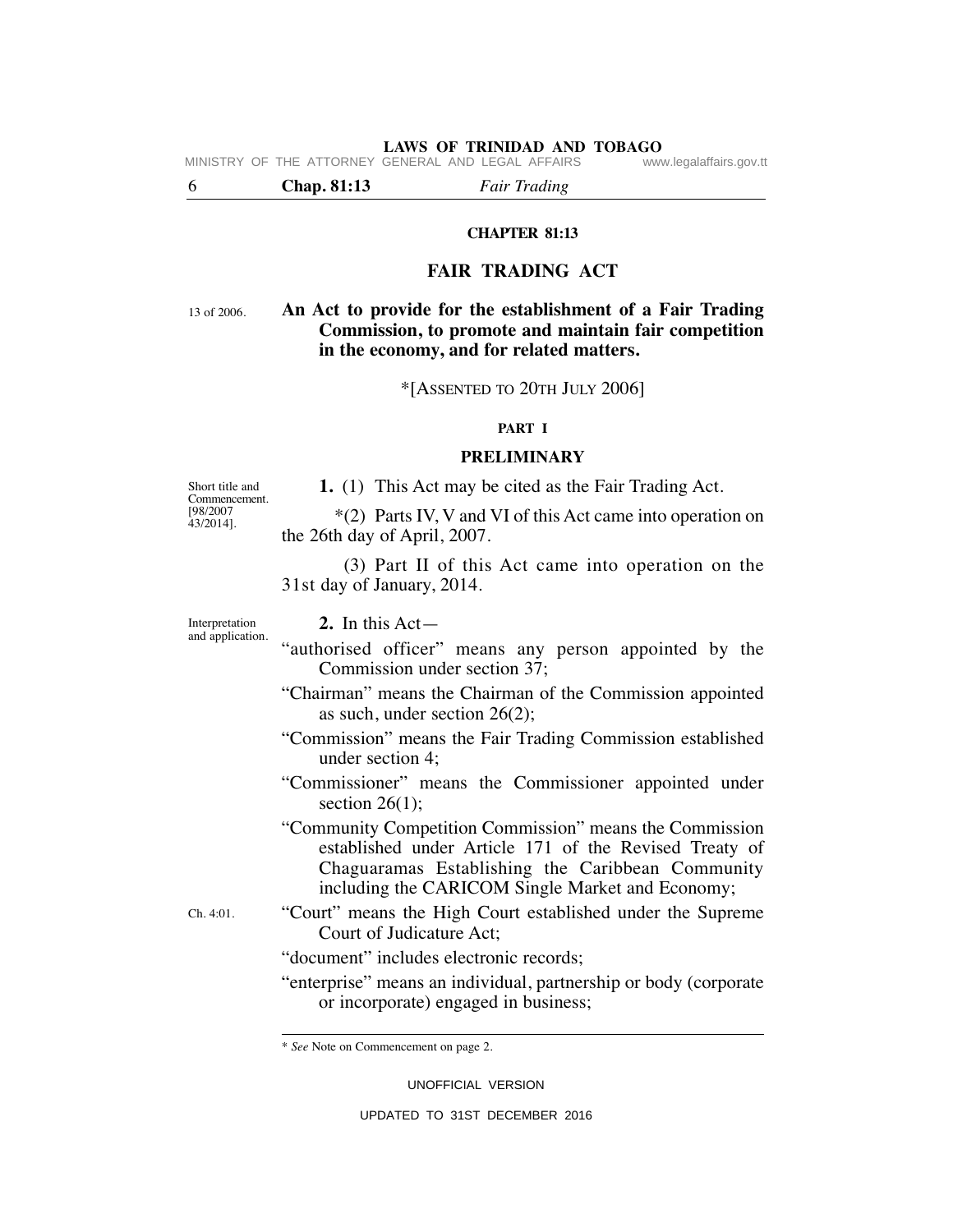# CHAPTER 81:13

# FAIR TRADING ACT

13 of 2006.

**An Act to provide for the establishment of a Fair Trading Commission, to promote and maintain fair competition in the economy, and for related matters.**

*[ASSENTED TO 20TH JULY 2006]

## PART I

## PRELIMINARY

Short title and Commencement. [98/2007 43/2014].

**1.** (1) This Act may be cited as the Fair Trading Act.

*(2) Parts IV, V and VI of this Act came into operation on the 26th day of April, 2007.

(3) Part II of this Act came into operation on the 31st day of January, 2014.

Interpretation and application.

**2.** In this Act—

"authorised officer" means any person appointed by the Commission under section 37;

"Chairman" means the Chairman of the Commission appointed as such, under section 26(2);

"Commission" means the Fair Trading Commission established under section 4;

"Commissioner" means the Commissioner appointed under section 26(1);

"Community Competition Commission" means the Commission established under Article 171 of the Revised Treaty of Chaguaramas Establishing the Caribbean Community including the CARICOM Single Market and Economy;

Ch. 4:01.

"Court" means the High Court established under the Supreme Court of Judicature Act;

"document" includes electronic records;

"enterprise" means an individual, partnership or body (corporate or incorporate) engaged in business;

---

\* *See* Note on Commencement on page 2.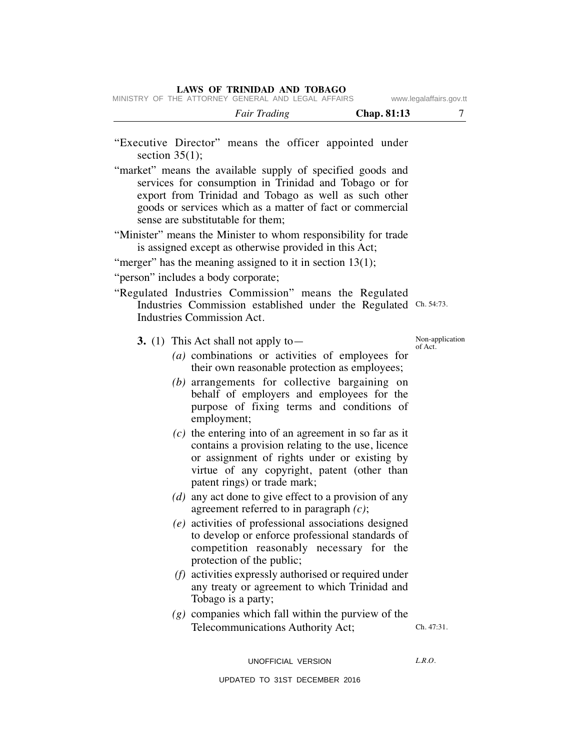"Executive Director" means the officer appointed under section 35(1);

"market" means the available supply of specified goods and services for consumption in Trinidad and Tobago or for export from Trinidad and Tobago as well as such other goods or services which as a matter of fact or commercial sense are substitutable for them;

"Minister" means the Minister to whom responsibility for trade is assigned except as otherwise provided in this Act;

"merger" has the meaning assigned to it in section 13(1);

"person" includes a body corporate;

"Regulated Industries Commission" means the Regulated Industries Commission established under the Regulated Industries Commission Act. Ch. 54:73.

Non-application of Act.

**3.** (1) This Act shall not apply to—

*(a)* combinations or activities of employees for their own reasonable protection as employees;

*(b)* arrangements for collective bargaining on behalf of employers and employees for the purpose of fixing terms and conditions of employment;

*(c)* the entering into of an agreement in so far as it contains a provision relating to the use, licence or assignment of rights under or existing by virtue of any copyright, patent (other than patent rings) or trade mark;

*(d)* any act done to give effect to a provision of any agreement referred to in paragraph *(c)*;

*(e)* activities of professional associations designed to develop or enforce professional standards of competition reasonably necessary for the protection of the public;

*(f)* activities expressly authorised or required under any treaty or agreement to which Trinidad and Tobago is a party;

*(g)* companies which fall within the purview of the Telecommunications Authority Act; Ch. 47:31.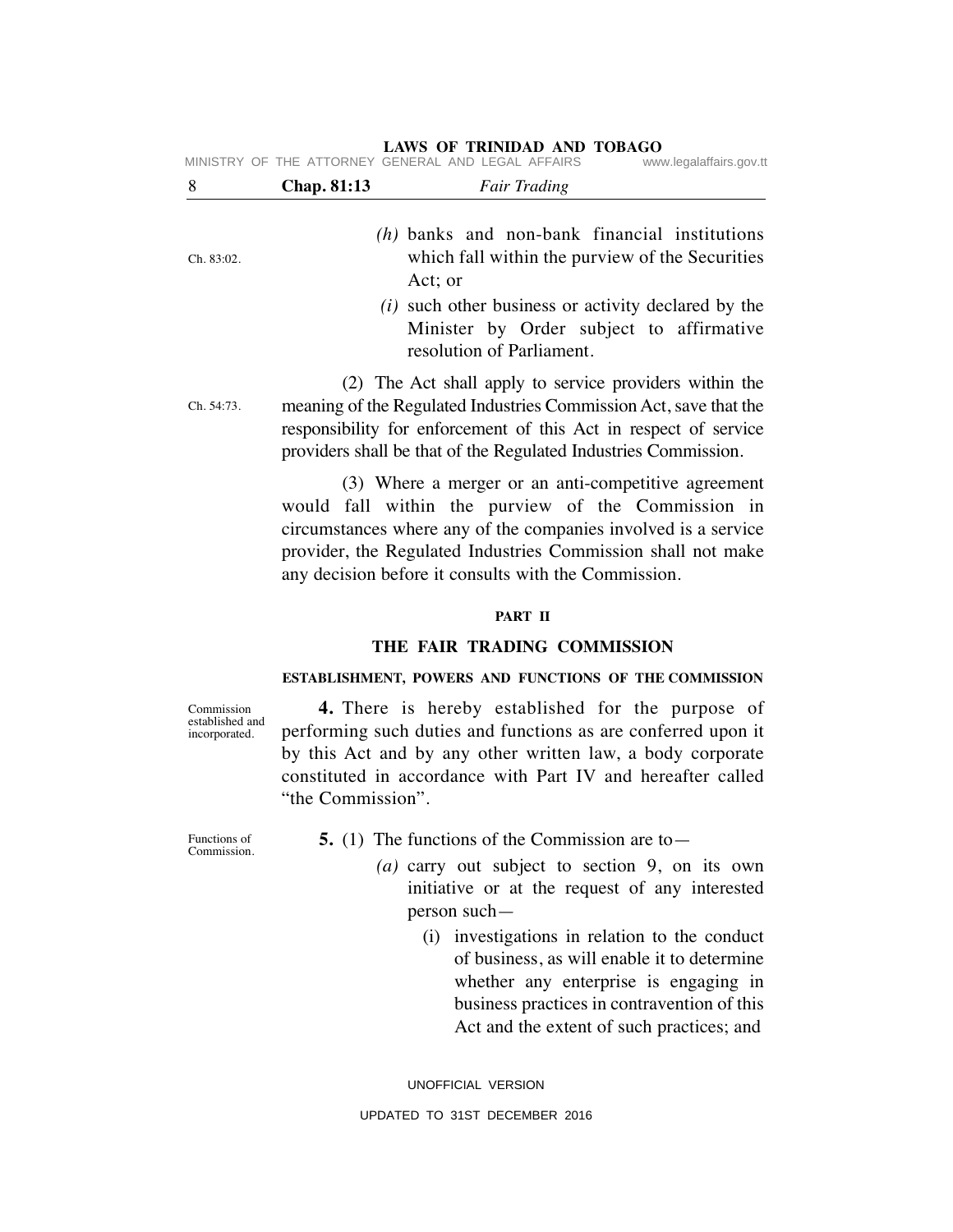(h) banks and non-bank financial institutions which fall within the purview of the Securities Act; or

Ch. 83:02.

(i) such other business or activity declared by the Minister by Order subject to affirmative resolution of Parliament.

Ch. 54:73.

(2) The Act shall apply to service providers within the meaning of the Regulated Industries Commission Act, save that the responsibility for enforcement of this Act in respect of service providers shall be that of the Regulated Industries Commission.

(3) Where a merger or an anti-competitive agreement would fall within the purview of the Commission in circumstances where any of the companies involved is a service provider, the Regulated Industries Commission shall not make any decision before it consults with the Commission.

## PART II

## THE FAIR TRADING COMMISSION

### ESTABLISHMENT, POWERS AND FUNCTIONS OF THE COMMISSION

Commission established and incorporated.

**4.** There is hereby established for the purpose of performing such duties and functions as are conferred upon it by this Act and by any other written law, a body corporate constituted in accordance with Part IV and hereafter called "the Commission".

Functions of Commission.

**5.** (1) The functions of the Commission are to—

*(a)* carry out subject to section 9, on its own initiative or at the request of any interested person such—

(i) investigations in relation to the conduct of business, as will enable it to determine whether any enterprise is engaging in business practices in contravention of this Act and the extent of such practices; and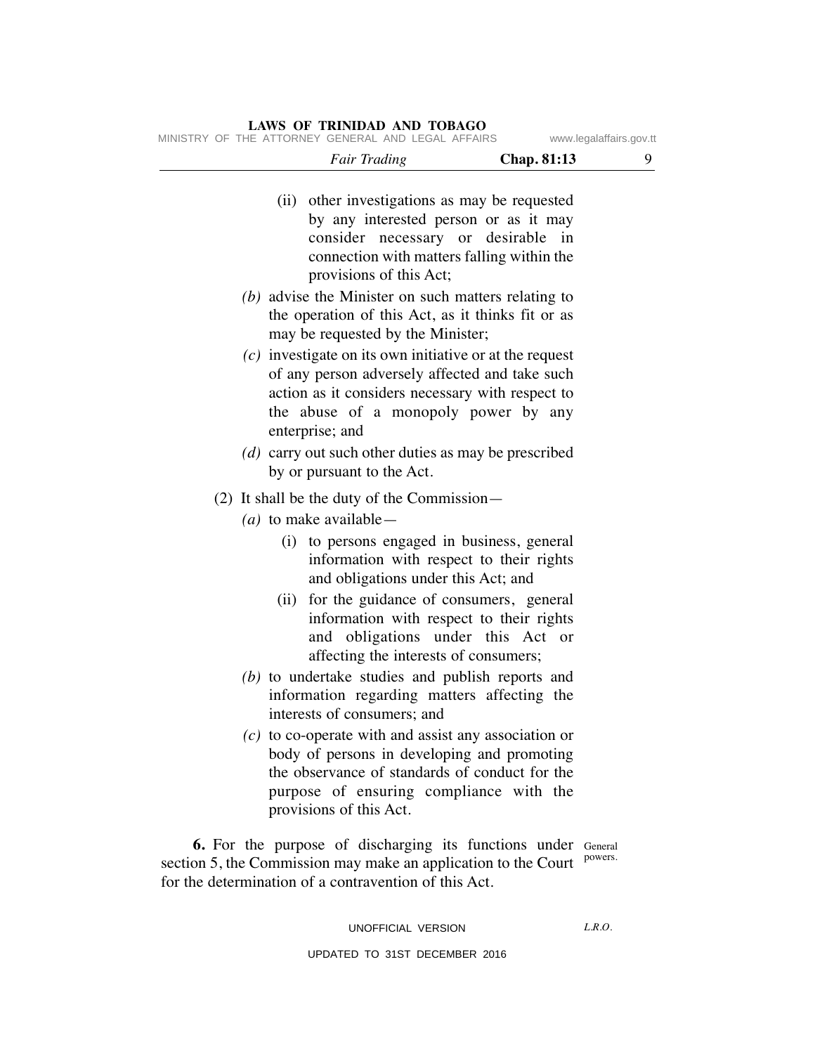(ii) other investigations as may be requested by any interested person or as it may consider necessary or desirable in connection with matters falling within the provisions of this Act;

*(b)* advise the Minister on such matters relating to the operation of this Act, as it thinks fit or as may be requested by the Minister;

*(c)* investigate on its own initiative or at the request of any person adversely affected and take such action as it considers necessary with respect to the abuse of a monopoly power by any enterprise; and

*(d)* carry out such other duties as may be prescribed by or pursuant to the Act.

(2) It shall be the duty of the Commission—

*(a)* to make available—

(i) to persons engaged in business, general information with respect to their rights and obligations under this Act; and

(ii) for the guidance of consumers, general information with respect to their rights and obligations under this Act or affecting the interests of consumers;

*(b)* to undertake studies and publish reports and information regarding matters affecting the interests of consumers; and

*(c)* to co-operate with and assist any association or body of persons in developing and promoting the observance of standards of conduct for the purpose of ensuring compliance with the provisions of this Act.

General powers.

**6.** For the purpose of discharging its functions under section 5, the Commission may make an application to the Court for the determination of a contravention of this Act.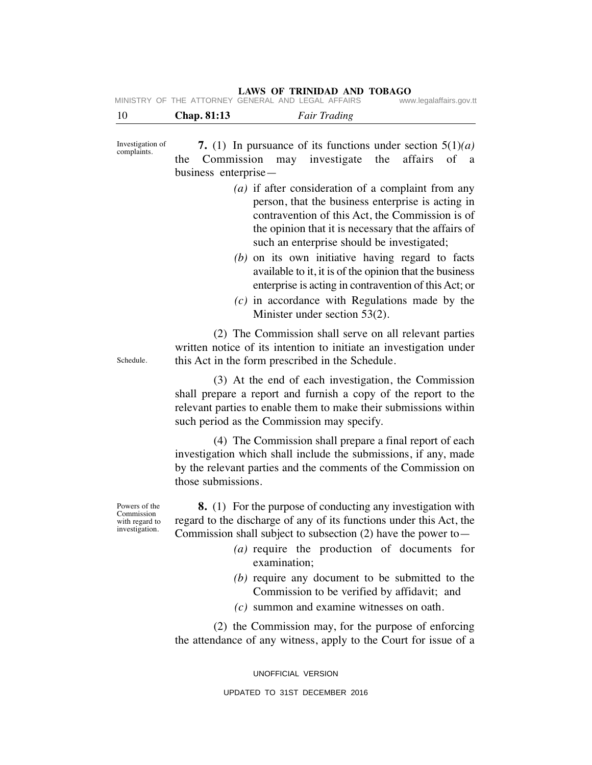Investigation of complaints.

**7.** (1) In pursuance of its functions under section 5(1)*(a)* the Commission may investigate the affairs of a business enterprise—

*(a)* if after consideration of a complaint from any person, that the business enterprise is acting in contravention of this Act, the Commission is of the opinion that it is necessary that the affairs of such an enterprise should be investigated;

*(b)* on its own initiative having regard to facts available to it, it is of the opinion that the business enterprise is acting in contravention of this Act; or

*(c)* in accordance with Regulations made by the Minister under section 53(2).

Schedule.

(2) The Commission shall serve on all relevant parties written notice of its intention to initiate an investigation under this Act in the form prescribed in the Schedule.

(3) At the end of each investigation, the Commission shall prepare a report and furnish a copy of the report to the relevant parties to enable them to make their submissions within such period as the Commission may specify.

(4) The Commission shall prepare a final report of each investigation which shall include the submissions, if any, made by the relevant parties and the comments of the Commission on those submissions.

Powers of the Commission with regard to investigation.

**8.** (1) For the purpose of conducting any investigation with regard to the discharge of any of its functions under this Act, the Commission shall subject to subsection (2) have the power to—

*(a)* require the production of documents for examination;

*(b)* require any document to be submitted to the Commission to be verified by affidavit; and

*(c)* summon and examine witnesses on oath.

(2) the Commission may, for the purpose of enforcing the attendance of any witness, apply to the Court for issue of a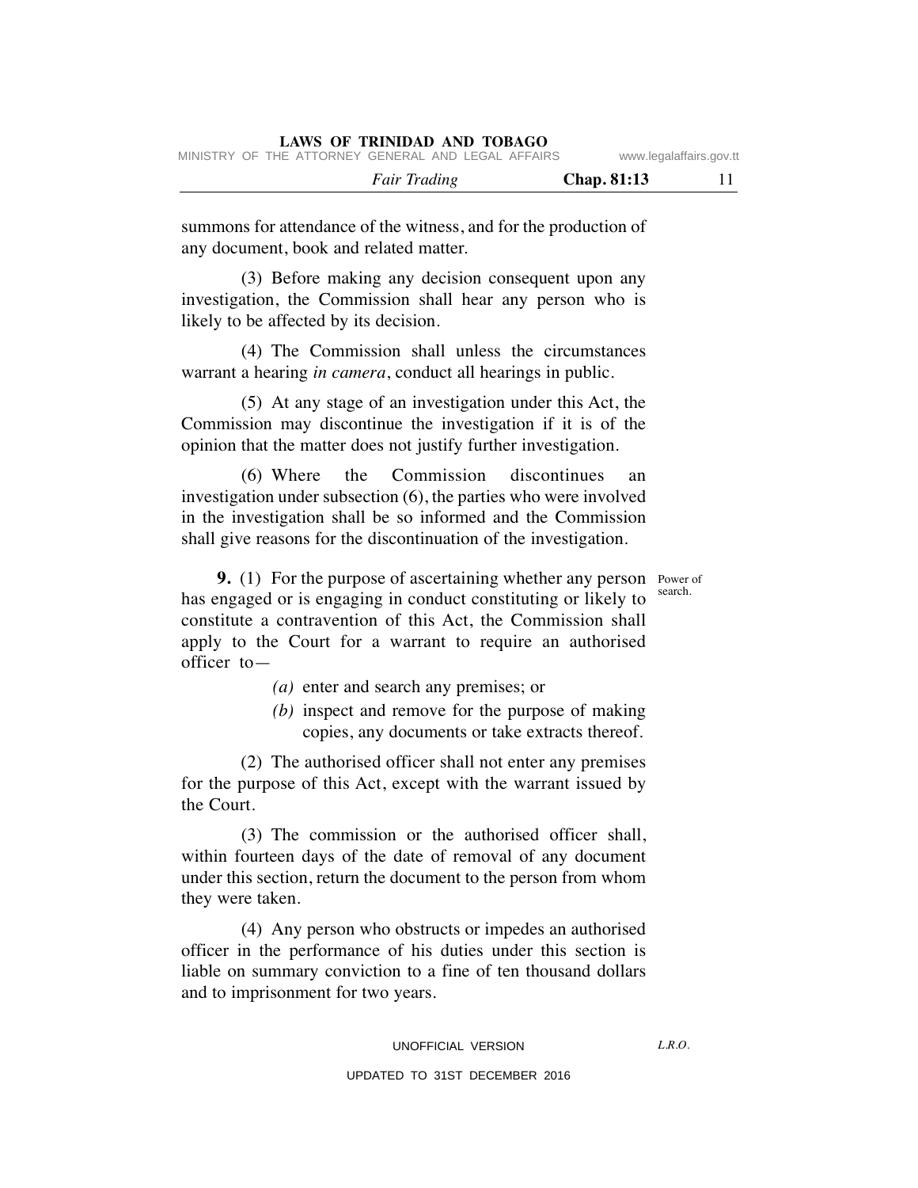summons for attendance of the witness, and for the production of any document, book and related matter.

(3) Before making any decision consequent upon any investigation, the Commission shall hear any person who is likely to be affected by its decision.

(4) The Commission shall unless the circumstances warrant a hearing *in camera*, conduct all hearings in public.

(5) At any stage of an investigation under this Act, the Commission may discontinue the investigation if it is of the opinion that the matter does not justify further investigation.

(6) Where the Commission discontinues an investigation under subsection (6), the parties who were involved in the investigation shall be so informed and the Commission shall give reasons for the discontinuation of the investigation.

Power of search.

**9.** (1) For the purpose of ascertaining whether any person has engaged or is engaging in conduct constituting or likely to constitute a contravention of this Act, the Commission shall apply to the Court for a warrant to require an authorised officer to—

*(a)* enter and search any premises; or

*(b)* inspect and remove for the purpose of making copies, any documents or take extracts thereof.

(2) The authorised officer shall not enter any premises for the purpose of this Act, except with the warrant issued by the Court.

(3) The commission or the authorised officer shall, within fourteen days of the date of removal of any document under this section, return the document to the person from whom they were taken.

(4) Any person who obstructs or impedes an authorised officer in the performance of his duties under this section is liable on summary conviction to a fine of ten thousand dollars and to imprisonment for two years.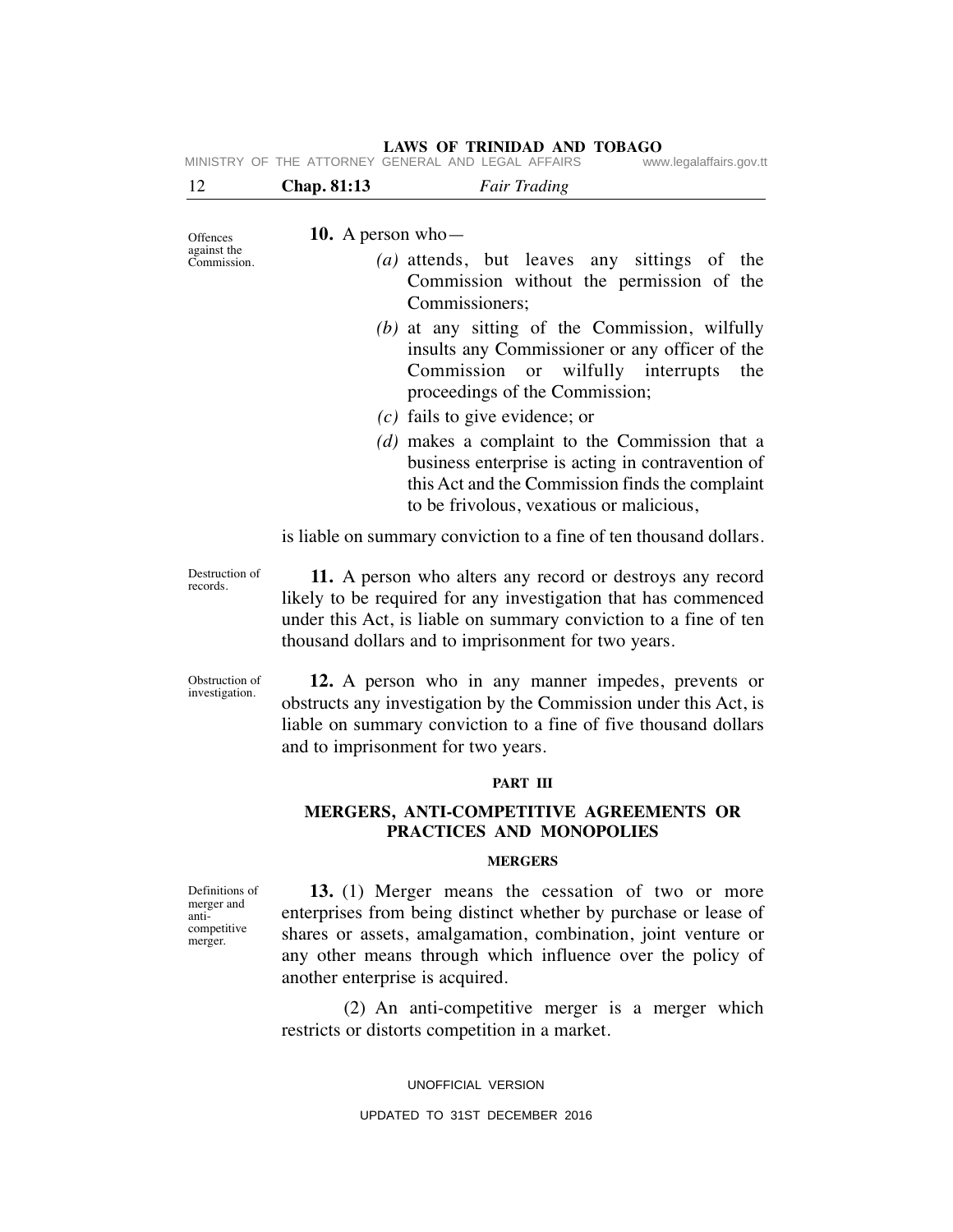Offences against the Commission.

**10.** A person who—

*(a)* attends, but leaves any sittings of the Commission without the permission of the Commissioners;

*(b)* at any sitting of the Commission, wilfully insults any Commissioner or any officer of the Commission or wilfully interrupts the proceedings of the Commission;

*(c)* fails to give evidence; or

*(d)* makes a complaint to the Commission that a business enterprise is acting in contravention of this Act and the Commission finds the complaint to be frivolous, vexatious or malicious,

is liable on summary conviction to a fine of ten thousand dollars.

Destruction of records.

**11.** A person who alters any record or destroys any record likely to be required for any investigation that has commenced under this Act, is liable on summary conviction to a fine of ten thousand dollars and to imprisonment for two years.

Obstruction of investigation.

**12.** A person who in any manner impedes, prevents or obstructs any investigation by the Commission under this Act, is liable on summary conviction to a fine of five thousand dollars and to imprisonment for two years.

## PART III

## MERGERS, ANTI-COMPETITIVE AGREEMENTS OR PRACTICES AND MONOPOLIES

### MERGERS

Definitions of merger and anti-competitive merger.

**13.** (1) Merger means the cessation of two or more enterprises from being distinct whether by purchase or lease of shares or assets, amalgamation, combination, joint venture or any other means through which influence over the policy of another enterprise is acquired.

(2) An anti-competitive merger is a merger which restricts or distorts competition in a market.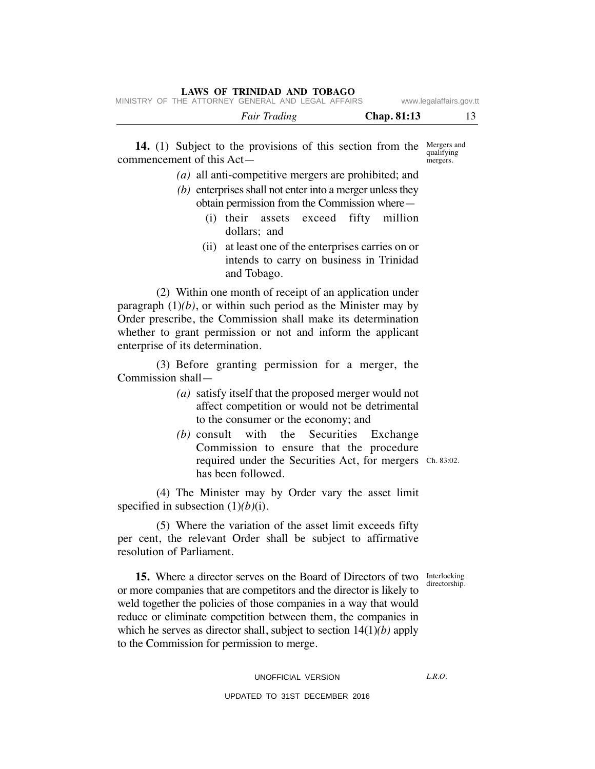**14.** (1) Subject to the provisions of this section from the commencement of this Act—

Mergers and qualifying mergers.

*(a)* all anti-competitive mergers are prohibited; and

*(b)* enterprises shall not enter into a merger unless they obtain permission from the Commission where—

(i) their assets exceed fifty million dollars; and

(ii) at least one of the enterprises carries on or intends to carry on business in Trinidad and Tobago.

(2) Within one month of receipt of an application under paragraph (1)*(b)*, or within such period as the Minister may by Order prescribe, the Commission shall make its determination whether to grant permission or not and inform the applicant enterprise of its determination.

(3) Before granting permission for a merger, the Commission shall—

*(a)* satisfy itself that the proposed merger would not affect competition or would not be detrimental to the consumer or the economy; and

*(b)* consult with the Securities Exchange Commission to ensure that the procedure required under the Securities Act, for mergers has been followed.

Ch. 83:02.

(4) The Minister may by Order vary the asset limit specified in subsection (1)*(b)*(i).

(5) Where the variation of the asset limit exceeds fifty per cent, the relevant Order shall be subject to affirmative resolution of Parliament.

**15.** Where a director serves on the Board of Directors of two or more companies that are competitors and the director is likely to weld together the policies of those companies in a way that would reduce or eliminate competition between them, the companies in which he serves as director shall, subject to section 14(1)*(b)* apply to the Commission for permission to merge.

Interlocking directorship.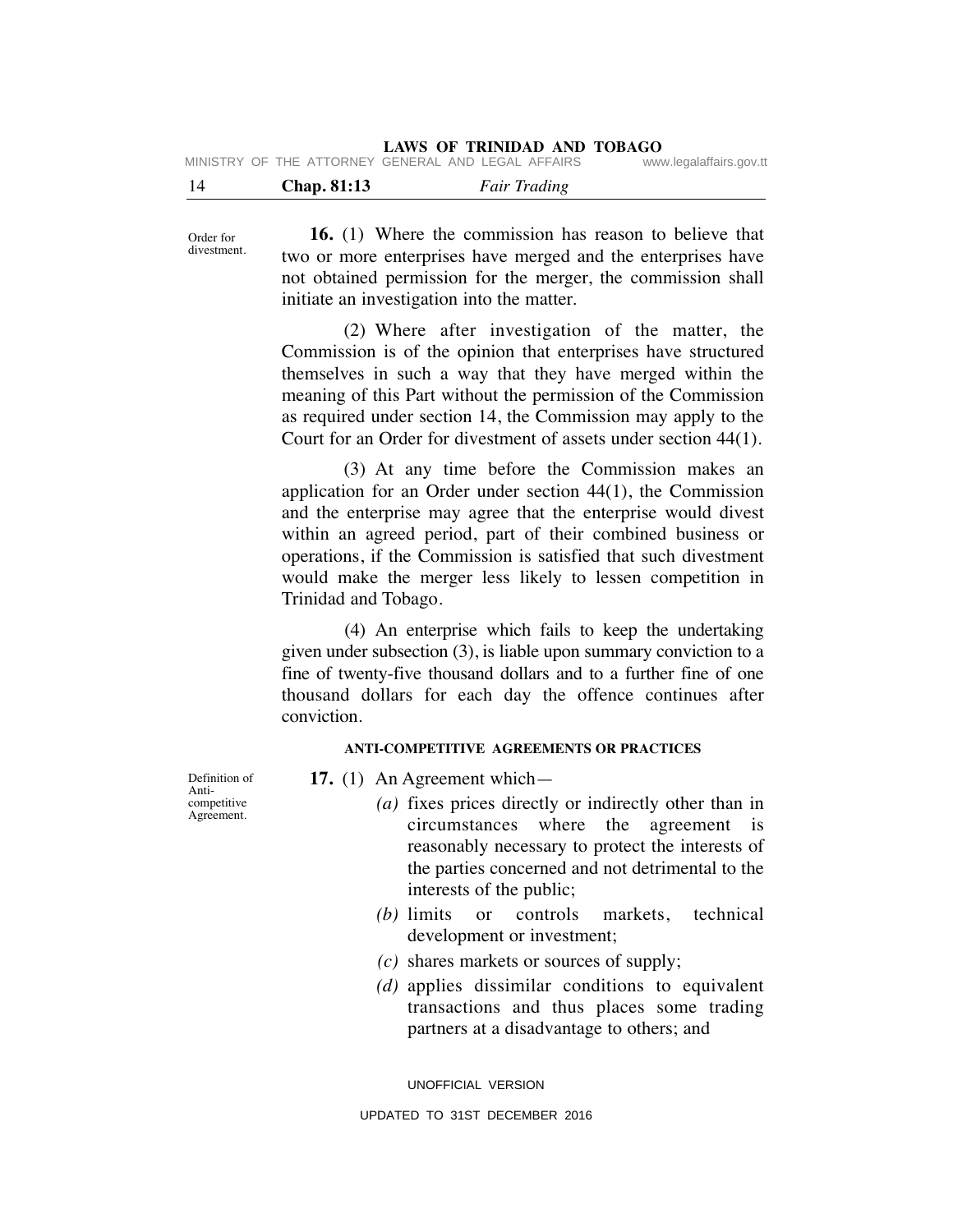Order for divestment.

**16.** (1) Where the commission has reason to believe that two or more enterprises have merged and the enterprises have not obtained permission for the merger, the commission shall initiate an investigation into the matter.

(2) Where after investigation of the matter, the Commission is of the opinion that enterprises have structured themselves in such a way that they have merged within the meaning of this Part without the permission of the Commission as required under section 14, the Commission may apply to the Court for an Order for divestment of assets under section 44(1).

(3) At any time before the Commission makes an application for an Order under section 44(1), the Commission and the enterprise may agree that the enterprise would divest within an agreed period, part of their combined business or operations, if the Commission is satisfied that such divestment would make the merger less likely to lessen competition in Trinidad and Tobago.

(4) An enterprise which fails to keep the undertaking given under subsection (3), is liable upon summary conviction to a fine of twenty-five thousand dollars and to a further fine of one thousand dollars for each day the offence continues after conviction.

**ANTI-COMPETITIVE AGREEMENTS OR PRACTICES**

Definition of Anti-competitive Agreement.

**17.** (1) An Agreement which—

*(a)* fixes prices directly or indirectly other than in circumstances where the agreement is reasonably necessary to protect the interests of the parties concerned and not detrimental to the interests of the public;

*(b)* limits or controls markets, technical development or investment;

*(c)* shares markets or sources of supply;

*(d)* applies dissimilar conditions to equivalent transactions and thus places some trading partners at a disadvantage to others; and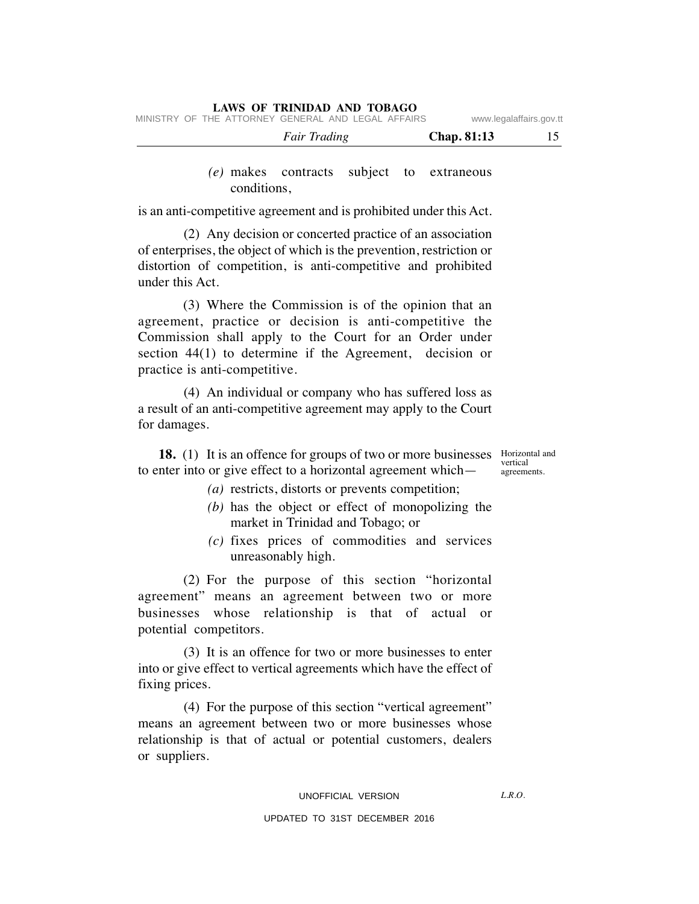*(e)* makes contracts subject to extraneous conditions,

is an anti-competitive agreement and is prohibited under this Act.

(2) Any decision or concerted practice of an association of enterprises, the object of which is the prevention, restriction or distortion of competition, is anti-competitive and prohibited under this Act.

(3) Where the Commission is of the opinion that an agreement, practice or decision is anti-competitive the Commission shall apply to the Court for an Order under section 44(1) to determine if the Agreement, decision or practice is anti-competitive.

(4) An individual or company who has suffered loss as a result of an anti-competitive agreement may apply to the Court for damages.

Horizontal and vertical agreements.

**18.** (1) It is an offence for groups of two or more businesses to enter into or give effect to a horizontal agreement which—

*(a)* restricts, distorts or prevents competition;

*(b)* has the object or effect of monopolizing the market in Trinidad and Tobago; or

*(c)* fixes prices of commodities and services unreasonably high.

(2) For the purpose of this section "horizontal agreement" means an agreement between two or more businesses whose relationship is that of actual or potential competitors.

(3) It is an offence for two or more businesses to enter into or give effect to vertical agreements which have the effect of fixing prices.

(4) For the purpose of this section "vertical agreement" means an agreement between two or more businesses whose relationship is that of actual or potential customers, dealers or suppliers.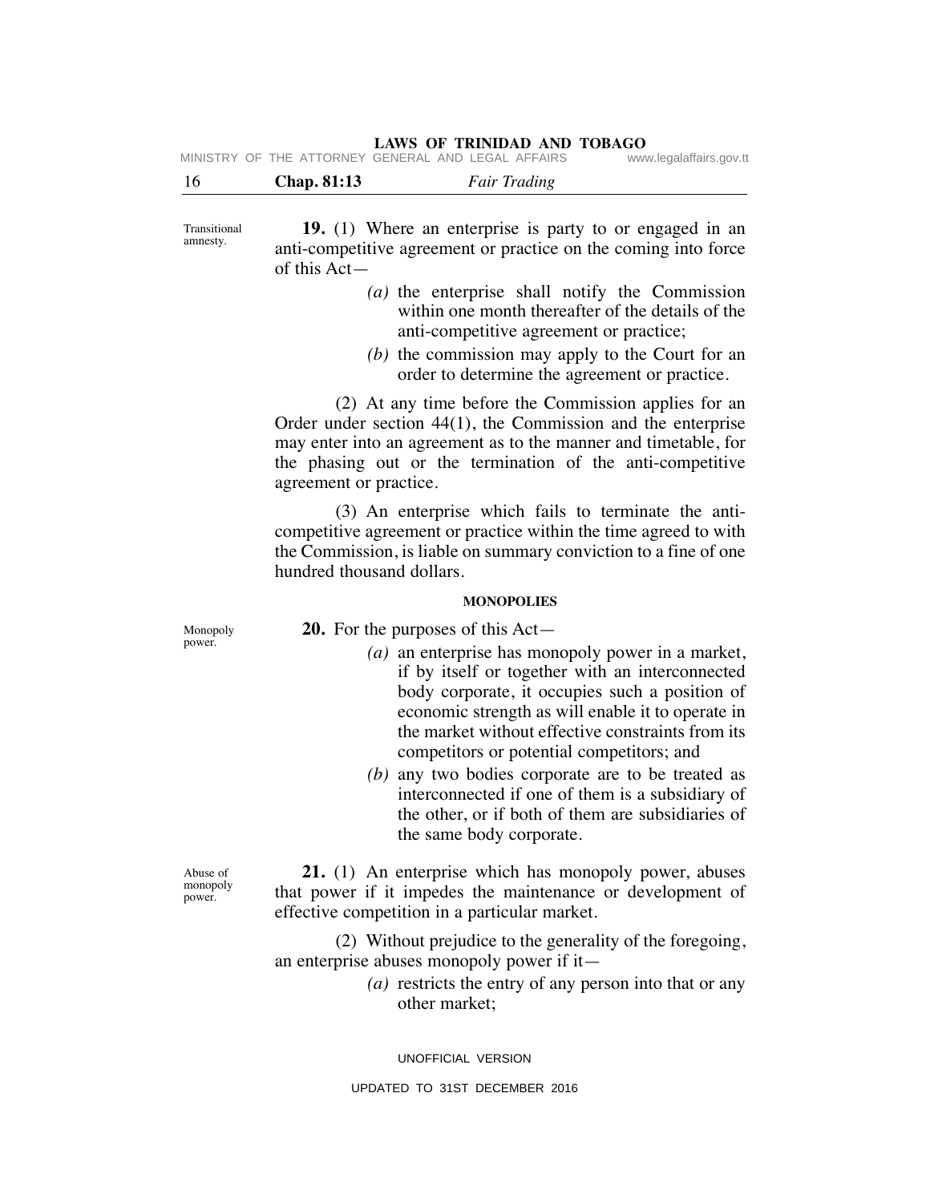Transitional amnesty.

**19.** (1) Where an enterprise is party to or engaged in an anti-competitive agreement or practice on the coming into force of this Act—

*(a)* the enterprise shall notify the Commission within one month thereafter of the details of the anti-competitive agreement or practice;

*(b)* the commission may apply to the Court for an order to determine the agreement or practice.

(2) At any time before the Commission applies for an Order under section 44(1), the Commission and the enterprise may enter into an agreement as to the manner and timetable, for the phasing out or the termination of the anti-competitive agreement or practice.

(3) An enterprise which fails to terminate the anti-competitive agreement or practice within the time agreed to with the Commission, is liable on summary conviction to a fine of one hundred thousand dollars.

**MONOPOLIES**

Monopoly power.

**20.** For the purposes of this Act—

*(a)* an enterprise has monopoly power in a market, if by itself or together with an interconnected body corporate, it occupies such a position of economic strength as will enable it to operate in the market without effective constraints from its competitors or potential competitors; and

*(b)* any two bodies corporate are to be treated as interconnected if one of them is a subsidiary of the other, or if both of them are subsidiaries of the same body corporate.

Abuse of monopoly power.

**21.** (1) An enterprise which has monopoly power, abuses that power if it impedes the maintenance or development of effective competition in a particular market.

(2) Without prejudice to the generality of the foregoing, an enterprise abuses monopoly power if it—

*(a)* restricts the entry of any person into that or any other market;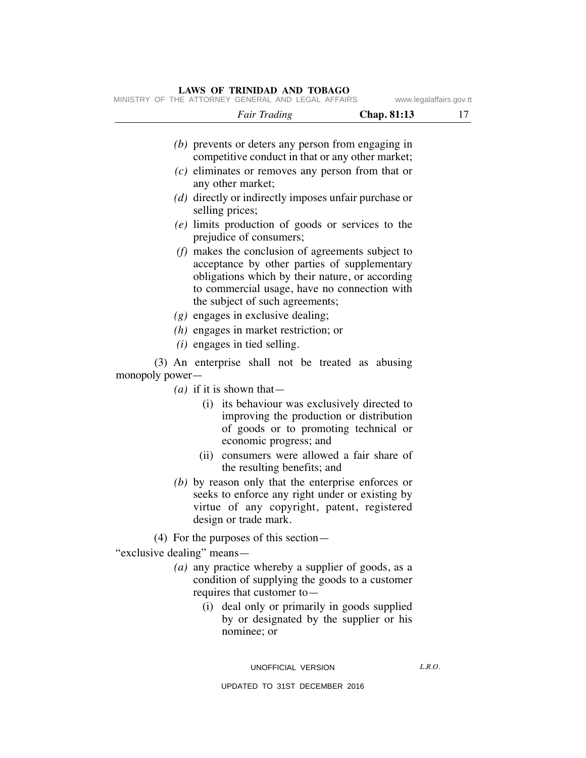*(b)* prevents or deters any person from engaging in competitive conduct in that or any other market;

*(c)* eliminates or removes any person from that or any other market;

*(d)* directly or indirectly imposes unfair purchase or selling prices;

*(e)* limits production of goods or services to the prejudice of consumers;

*(f)* makes the conclusion of agreements subject to acceptance by other parties of supplementary obligations which by their nature, or according to commercial usage, have no connection with the subject of such agreements;

*(g)* engages in exclusive dealing;

*(h)* engages in market restriction; or

*(i)* engages in tied selling.

(3) An enterprise shall not be treated as abusing monopoly power—

*(a)* if it is shown that—

(i) its behaviour was exclusively directed to improving the production or distribution of goods or to promoting technical or economic progress; and

(ii) consumers were allowed a fair share of the resulting benefits; and

*(b)* by reason only that the enterprise enforces or seeks to enforce any right under or existing by virtue of any copyright, patent, registered design or trade mark.

(4) For the purposes of this section—

"exclusive dealing" means—

*(a)* any practice whereby a supplier of goods, as a condition of supplying the goods to a customer requires that customer to—

(i) deal only or primarily in goods supplied by or designated by the supplier or his nominee; or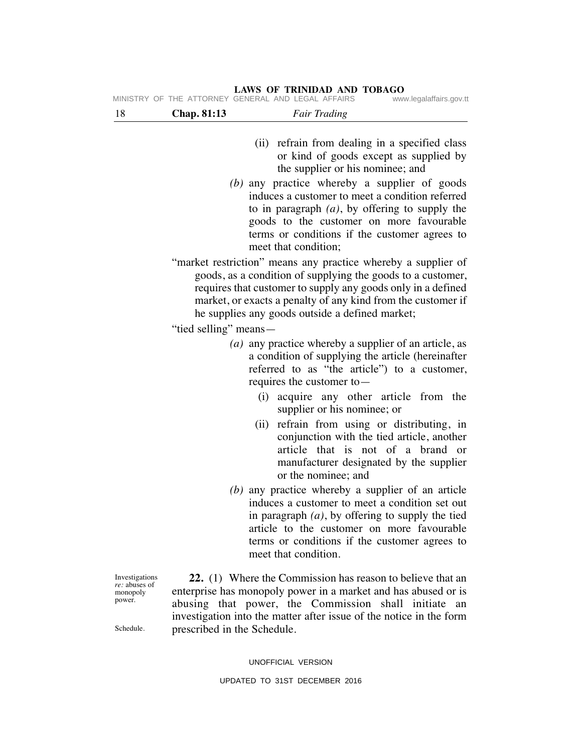(ii) refrain from dealing in a specified class or kind of goods except as supplied by the supplier or his nominee; and

*(b)* any practice whereby a supplier of goods induces a customer to meet a condition referred to in paragraph *(a)*, by offering to supply the goods to the customer on more favourable terms or conditions if the customer agrees to meet that condition;

"market restriction" means any practice whereby a supplier of goods, as a condition of supplying the goods to a customer, requires that customer to supply any goods only in a defined market, or exacts a penalty of any kind from the customer if he supplies any goods outside a defined market;

"tied selling" means—

*(a)* any practice whereby a supplier of an article, as a condition of supplying the article (hereinafter referred to as "the article") to a customer, requires the customer to—

(i) acquire any other article from the supplier or his nominee; or

(ii) refrain from using or distributing, in conjunction with the tied article, another article that is not of a brand or manufacturer designated by the supplier or the nominee; and

*(b)* any practice whereby a supplier of an article induces a customer to meet a condition set out in paragraph *(a)*, by offering to supply the tied article to the customer on more favourable terms or conditions if the customer agrees to meet that condition.

Investigations *re:* abuses of monopoly power.

Schedule.

**22.** (1) Where the Commission has reason to believe that an enterprise has monopoly power in a market and has abused or is abusing that power, the Commission shall initiate an investigation into the matter after issue of the notice in the form prescribed in the Schedule.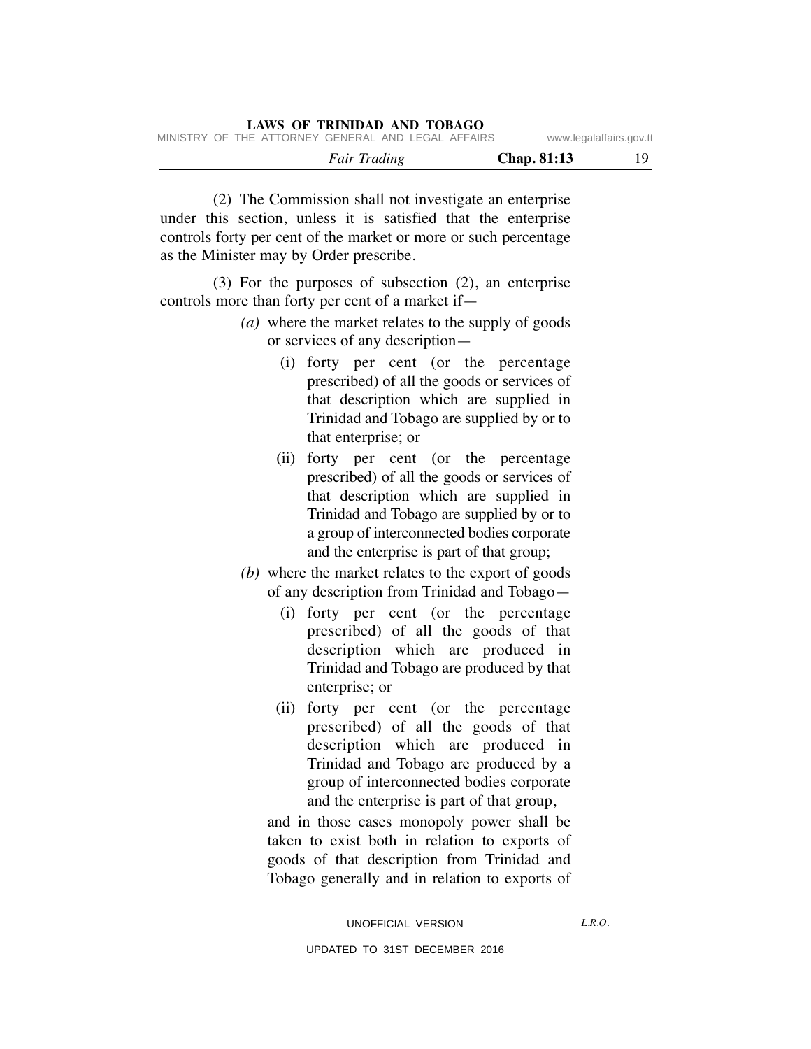(2) The Commission shall not investigate an enterprise under this section, unless it is satisfied that the enterprise controls forty per cent of the market or more or such percentage as the Minister may by Order prescribe.

(3) For the purposes of subsection (2), an enterprise controls more than forty per cent of a market if—

*(a)* where the market relates to the supply of goods or services of any description—

(i) forty per cent (or the percentage prescribed) of all the goods or services of that description which are supplied in Trinidad and Tobago are supplied by or to that enterprise; or

(ii) forty per cent (or the percentage prescribed) of all the goods or services of that description which are supplied in Trinidad and Tobago are supplied by or to a group of interconnected bodies corporate and the enterprise is part of that group;

*(b)* where the market relates to the export of goods of any description from Trinidad and Tobago—

(i) forty per cent (or the percentage prescribed) of all the goods of that description which are produced in Trinidad and Tobago are produced by that enterprise; or

(ii) forty per cent (or the percentage prescribed) of all the goods of that description which are produced in Trinidad and Tobago are produced by a group of interconnected bodies corporate and the enterprise is part of that group,

and in those cases monopoly power shall be taken to exist both in relation to exports of goods of that description from Trinidad and Tobago generally and in relation to exports of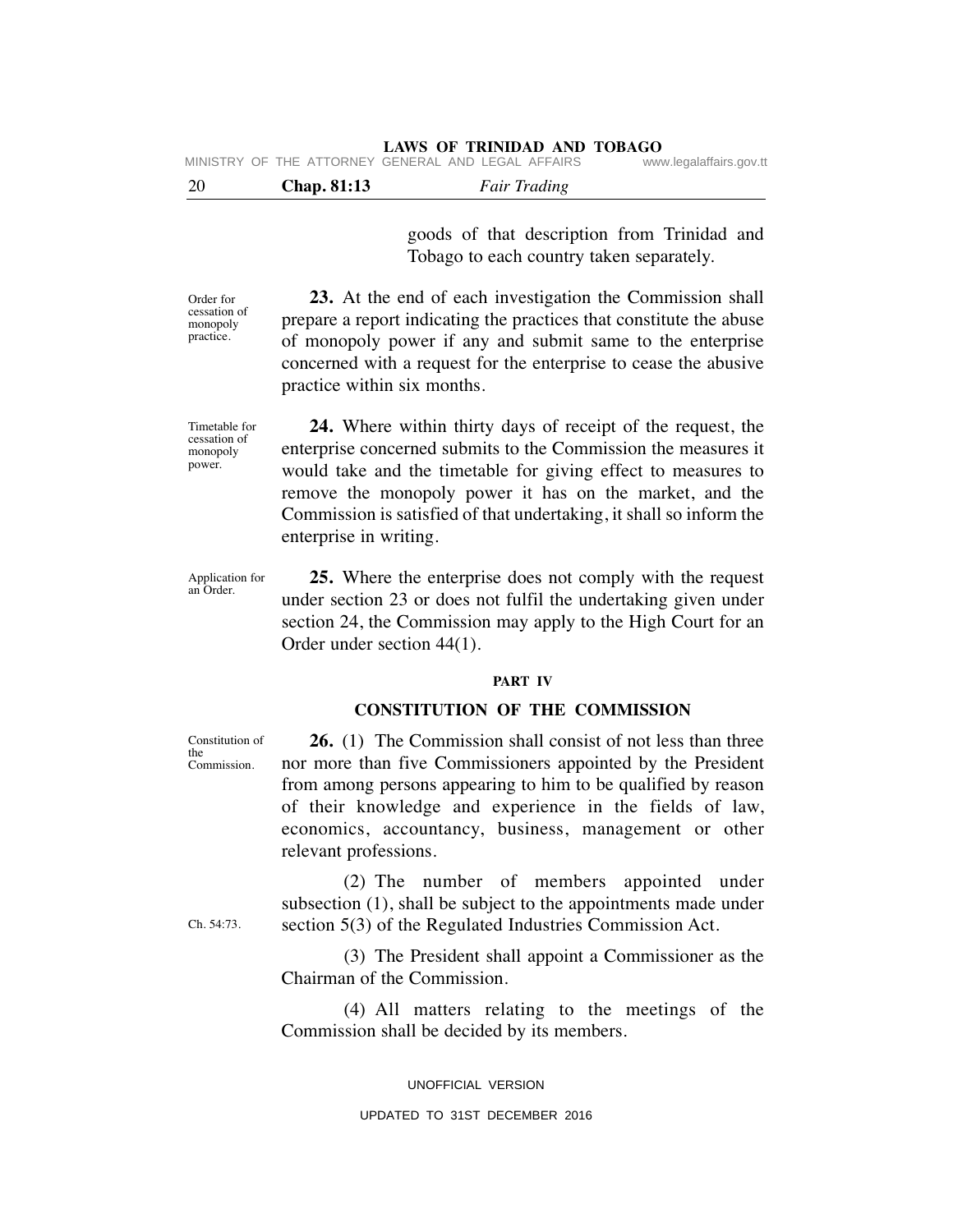goods of that description from Trinidad and Tobago to each country taken separately.

Order for cessation of monopoly practice.

**23.** At the end of each investigation the Commission shall prepare a report indicating the practices that constitute the abuse of monopoly power if any and submit same to the enterprise concerned with a request for the enterprise to cease the abusive practice within six months.

Timetable for cessation of monopoly power.

**24.** Where within thirty days of receipt of the request, the enterprise concerned submits to the Commission the measures it would take and the timetable for giving effect to measures to remove the monopoly power it has on the market, and the Commission is satisfied of that undertaking, it shall so inform the enterprise in writing.

Application for an Order.

**25.** Where the enterprise does not comply with the request under section 23 or does not fulfil the undertaking given under section 24, the Commission may apply to the High Court for an Order under section 44(1).

## PART IV

## CONSTITUTION OF THE COMMISSION

Constitution of the Commission.

**26.** (1) The Commission shall consist of not less than three nor more than five Commissioners appointed by the President from among persons appearing to him to be qualified by reason of their knowledge and experience in the fields of law, economics, accountancy, business, management or other relevant professions.

Ch. 54:73.

(2) The number of members appointed under subsection (1), shall be subject to the appointments made under section 5(3) of the Regulated Industries Commission Act.

(3) The President shall appoint a Commissioner as the Chairman of the Commission.

(4) All matters relating to the meetings of the Commission shall be decided by its members.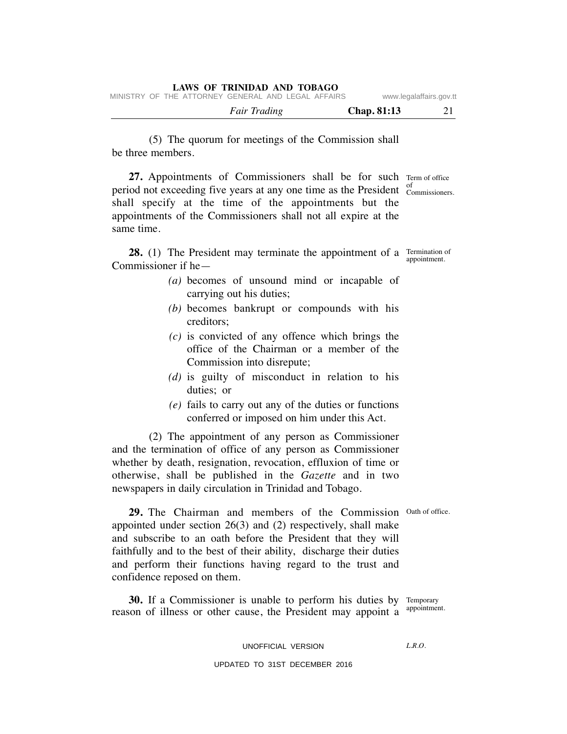(5) The quorum for meetings of the Commission shall be three members.

Term of office of Commissioners.

**27.** Appointments of Commissioners shall be for such period not exceeding five years at any one time as the President shall specify at the time of the appointments but the appointments of the Commissioners shall not all expire at the same time.

Termination of appointment.

**28.** (1) The President may terminate the appointment of a Commissioner if he—

*(a)* becomes of unsound mind or incapable of carrying out his duties;

*(b)* becomes bankrupt or compounds with his creditors;

*(c)* is convicted of any offence which brings the office of the Chairman or a member of the Commission into disrepute;

*(d)* is guilty of misconduct in relation to his duties; or

*(e)* fails to carry out any of the duties or functions conferred or imposed on him under this Act.

(2) The appointment of any person as Commissioner and the termination of office of any person as Commissioner whether by death, resignation, revocation, effluxion of time or otherwise, shall be published in the *Gazette* and in two newspapers in daily circulation in Trinidad and Tobago.

Oath of office.

**29.** The Chairman and members of the Commission appointed under section 26(3) and (2) respectively, shall make and subscribe to an oath before the President that they will faithfully and to the best of their ability, discharge their duties and perform their functions having regard to the trust and confidence reposed on them.

Temporary appointment.

**30.** If a Commissioner is unable to perform his duties by reason of illness or other cause, the President may appoint a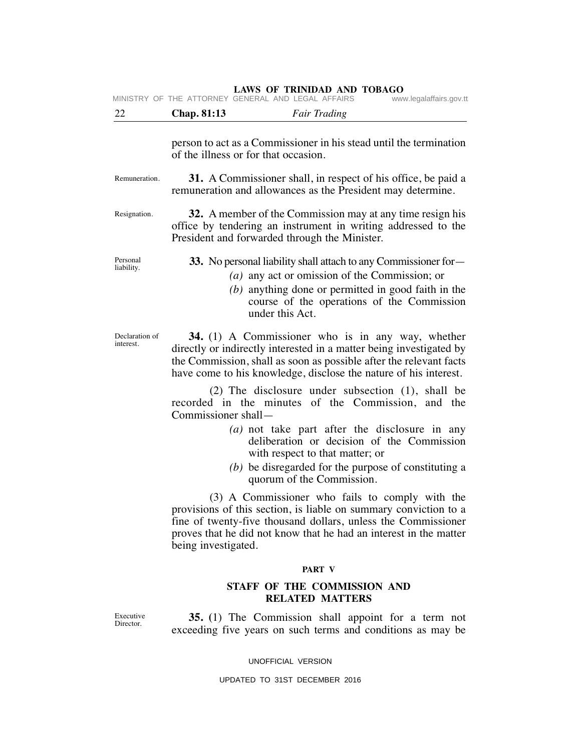person to act as a Commissioner in his stead until the termination of the illness or for that occasion.

Remuneration.

**31.** A Commissioner shall, in respect of his office, be paid a remuneration and allowances as the President may determine.

Resignation.

**32.** A member of the Commission may at any time resign his office by tendering an instrument in writing addressed to the President and forwarded through the Minister.

Personal liability.

**33.** No personal liability shall attach to any Commissioner for—

*(a)* any act or omission of the Commission; or

*(b)* anything done or permitted in good faith in the course of the operations of the Commission under this Act.

Declaration of interest.

**34.** (1) A Commissioner who is in any way, whether directly or indirectly interested in a matter being investigated by the Commission, shall as soon as possible after the relevant facts have come to his knowledge, disclose the nature of his interest.

(2) The disclosure under subsection (1), shall be recorded in the minutes of the Commission, and the Commissioner shall—

*(a)* not take part after the disclosure in any deliberation or decision of the Commission with respect to that matter; or

*(b)* be disregarded for the purpose of constituting a quorum of the Commission.

(3) A Commissioner who fails to comply with the provisions of this section, is liable on summary conviction to a fine of twenty-five thousand dollars, unless the Commissioner proves that he did not know that he had an interest in the matter being investigated.

## PART V

## STAFF OF THE COMMISSION AND RELATED MATTERS

Executive Director.

**35.** (1) The Commission shall appoint for a term not exceeding five years on such terms and conditions as may be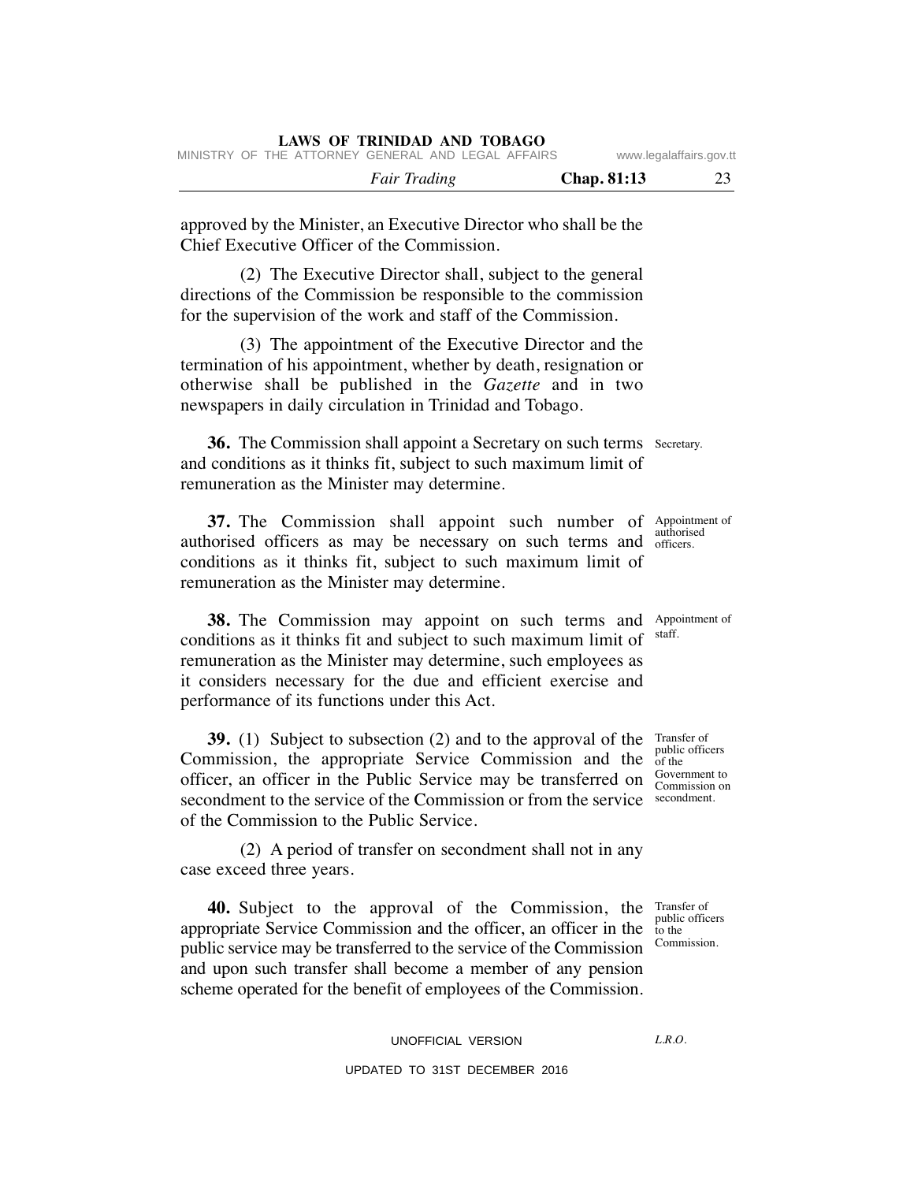approved by the Minister, an Executive Director who shall be the Chief Executive Officer of the Commission.

(2) The Executive Director shall, subject to the general directions of the Commission be responsible to the commission for the supervision of the work and staff of the Commission.

(3) The appointment of the Executive Director and the termination of his appointment, whether by death, resignation or otherwise shall be published in the *Gazette* and in two newspapers in daily circulation in Trinidad and Tobago.

Secretary.

**36.** The Commission shall appoint a Secretary on such terms and conditions as it thinks fit, subject to such maximum limit of remuneration as the Minister may determine.

Appointment of authorised officers.

**37.** The Commission shall appoint such number of authorised officers as may be necessary on such terms and conditions as it thinks fit, subject to such maximum limit of remuneration as the Minister may determine.

Appointment of staff.

**38.** The Commission may appoint on such terms and conditions as it thinks fit and subject to such maximum limit of remuneration as the Minister may determine, such employees as it considers necessary for the due and efficient exercise and performance of its functions under this Act.

Transfer of public officers of the Government to Commission on secondment.

**39.** (1) Subject to subsection (2) and to the approval of the Commission, the appropriate Service Commission and the officer, an officer in the Public Service may be transferred on secondment to the service of the Commission or from the service of the Commission to the Public Service.

(2) A period of transfer on secondment shall not in any case exceed three years.

Transfer of public officers to the Commission.

**40.** Subject to the approval of the Commission, the appropriate Service Commission and the officer, an officer in the public service may be transferred to the service of the Commission and upon such transfer shall become a member of any pension scheme operated for the benefit of employees of the Commission.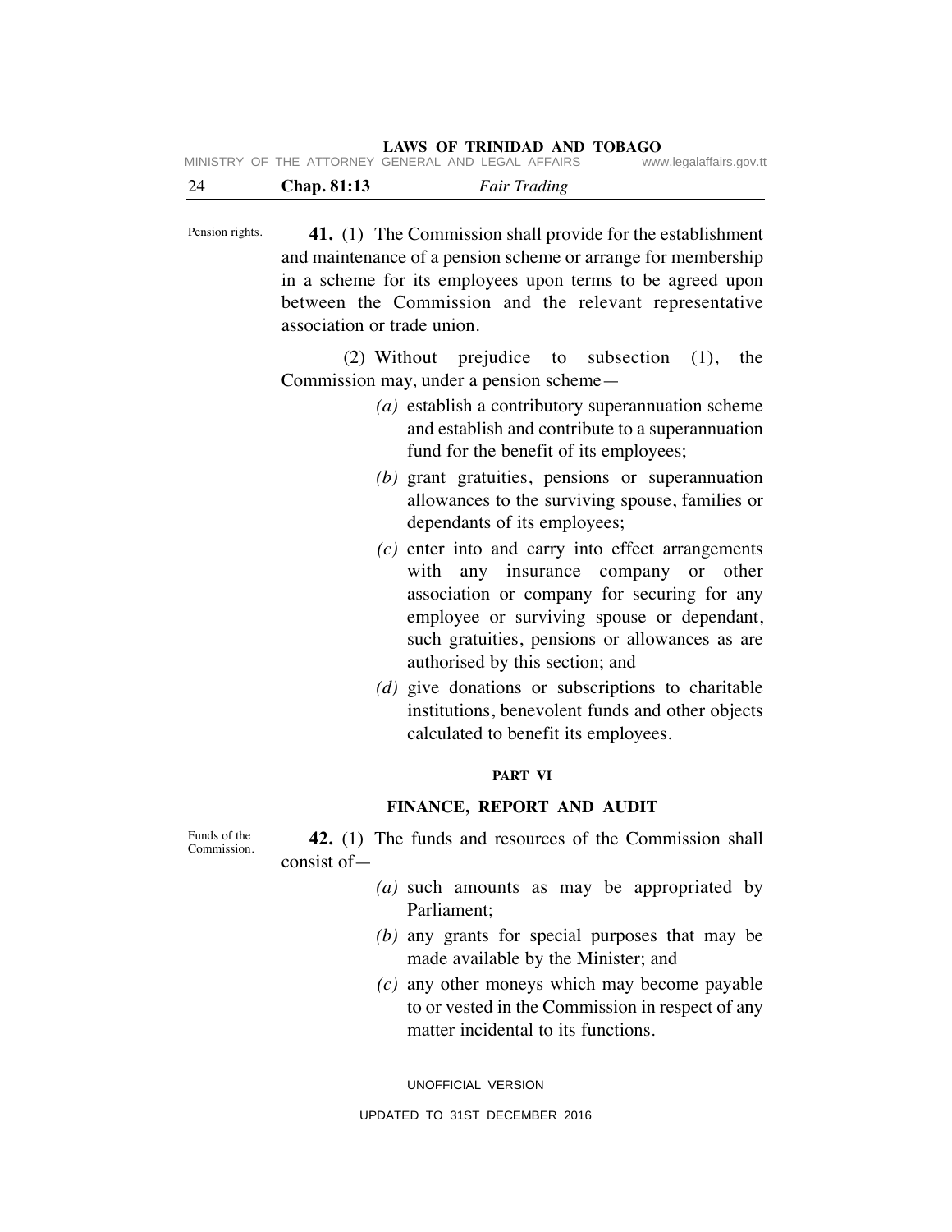Pension rights.

**41.** (1) The Commission shall provide for the establishment and maintenance of a pension scheme or arrange for membership in a scheme for its employees upon terms to be agreed upon between the Commission and the relevant representative association or trade union.

(2) Without prejudice to subsection (1), the Commission may, under a pension scheme—

*(a)* establish a contributory superannuation scheme and establish and contribute to a superannuation fund for the benefit of its employees;

*(b)* grant gratuities, pensions or superannuation allowances to the surviving spouse, families or dependants of its employees;

*(c)* enter into and carry into effect arrangements with any insurance company or other association or company for securing for any employee or surviving spouse or dependant, such gratuities, pensions or allowances as are authorised by this section; and

*(d)* give donations or subscriptions to charitable institutions, benevolent funds and other objects calculated to benefit its employees.

## PART VI

## FINANCE, REPORT AND AUDIT

Funds of the Commission.

**42.** (1) The funds and resources of the Commission shall consist of—

*(a)* such amounts as may be appropriated by Parliament;

*(b)* any grants for special purposes that may be made available by the Minister; and

*(c)* any other moneys which may become payable to or vested in the Commission in respect of any matter incidental to its functions.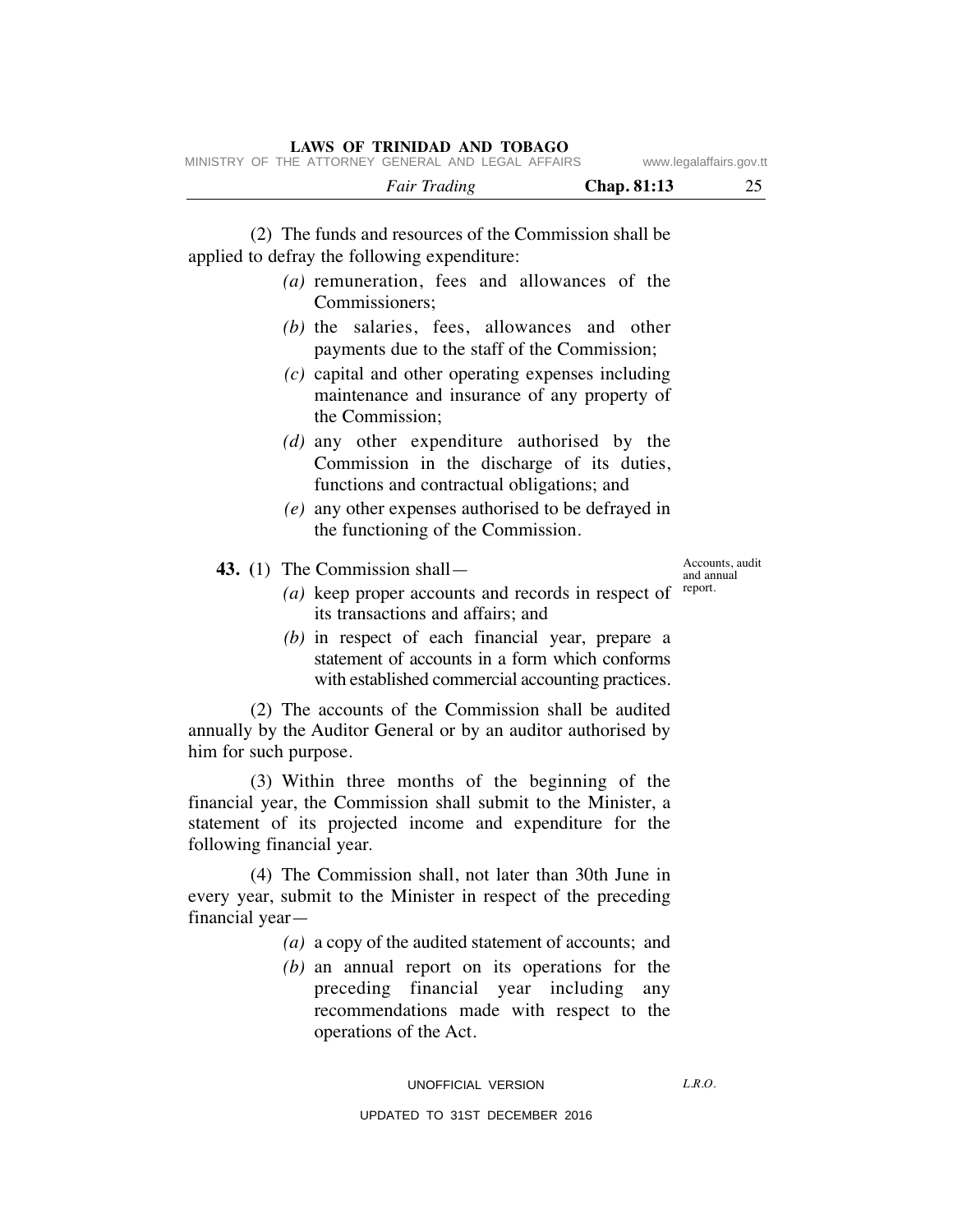(2) The funds and resources of the Commission shall be applied to defray the following expenditure:

*(a)* remuneration, fees and allowances of the Commissioners;

*(b)* the salaries, fees, allowances and other payments due to the staff of the Commission;

*(c)* capital and other operating expenses including maintenance and insurance of any property of the Commission;

*(d)* any other expenditure authorised by the Commission in the discharge of its duties, functions and contractual obligations; and

*(e)* any other expenses authorised to be defrayed in the functioning of the Commission.

Accounts, audit and annual report.

**43.** (1) The Commission shall—

*(a)* keep proper accounts and records in respect of its transactions and affairs; and

*(b)* in respect of each financial year, prepare a statement of accounts in a form which conforms with established commercial accounting practices.

(2) The accounts of the Commission shall be audited annually by the Auditor General or by an auditor authorised by him for such purpose.

(3) Within three months of the beginning of the financial year, the Commission shall submit to the Minister, a statement of its projected income and expenditure for the following financial year.

(4) The Commission shall, not later than 30th June in every year, submit to the Minister in respect of the preceding financial year—

*(a)* a copy of the audited statement of accounts; and

*(b)* an annual report on its operations for the preceding financial year including any recommendations made with respect to the operations of the Act.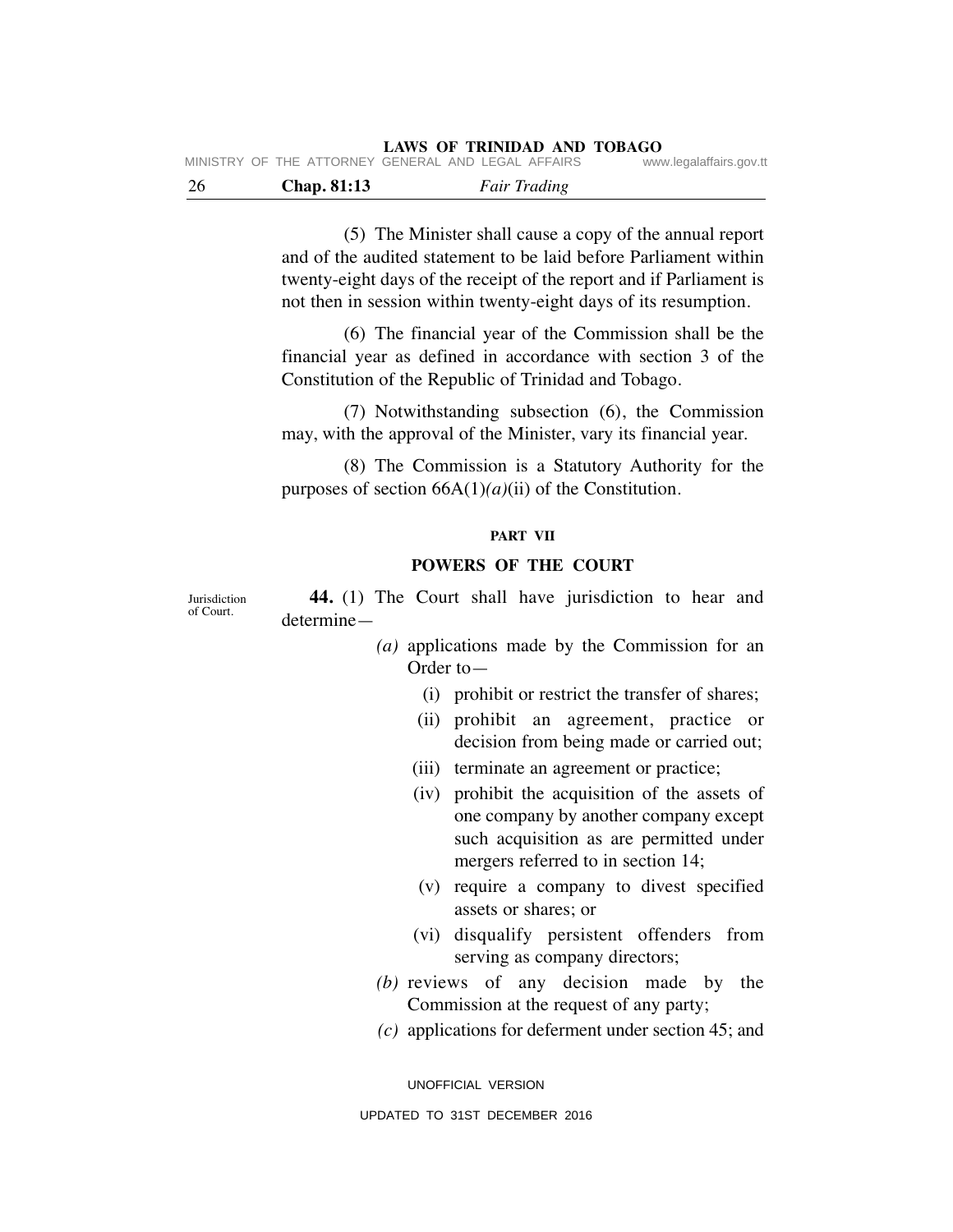(5) The Minister shall cause a copy of the annual report and of the audited statement to be laid before Parliament within twenty-eight days of the receipt of the report and if Parliament is not then in session within twenty-eight days of its resumption.

(6) The financial year of the Commission shall be the financial year as defined in accordance with section 3 of the Constitution of the Republic of Trinidad and Tobago.

(7) Notwithstanding subsection (6), the Commission may, with the approval of the Minister, vary its financial year.

(8) The Commission is a Statutory Authority for the purposes of section 66A(1)*(a)*(ii) of the Constitution.

## PART VII

## POWERS OF THE COURT

Jurisdiction of Court.

**44.** (1) The Court shall have jurisdiction to hear and determine—

*(a)* applications made by the Commission for an Order to—

(i) prohibit or restrict the transfer of shares;

(ii) prohibit an agreement, practice or decision from being made or carried out;

(iii) terminate an agreement or practice;

(iv) prohibit the acquisition of the assets of one company by another company except such acquisition as are permitted under mergers referred to in section 14;

(v) require a company to divest specified assets or shares; or

(vi) disqualify persistent offenders from serving as company directors;

*(b)* reviews of any decision made by the Commission at the request of any party;

*(c)* applications for deferment under section 45; and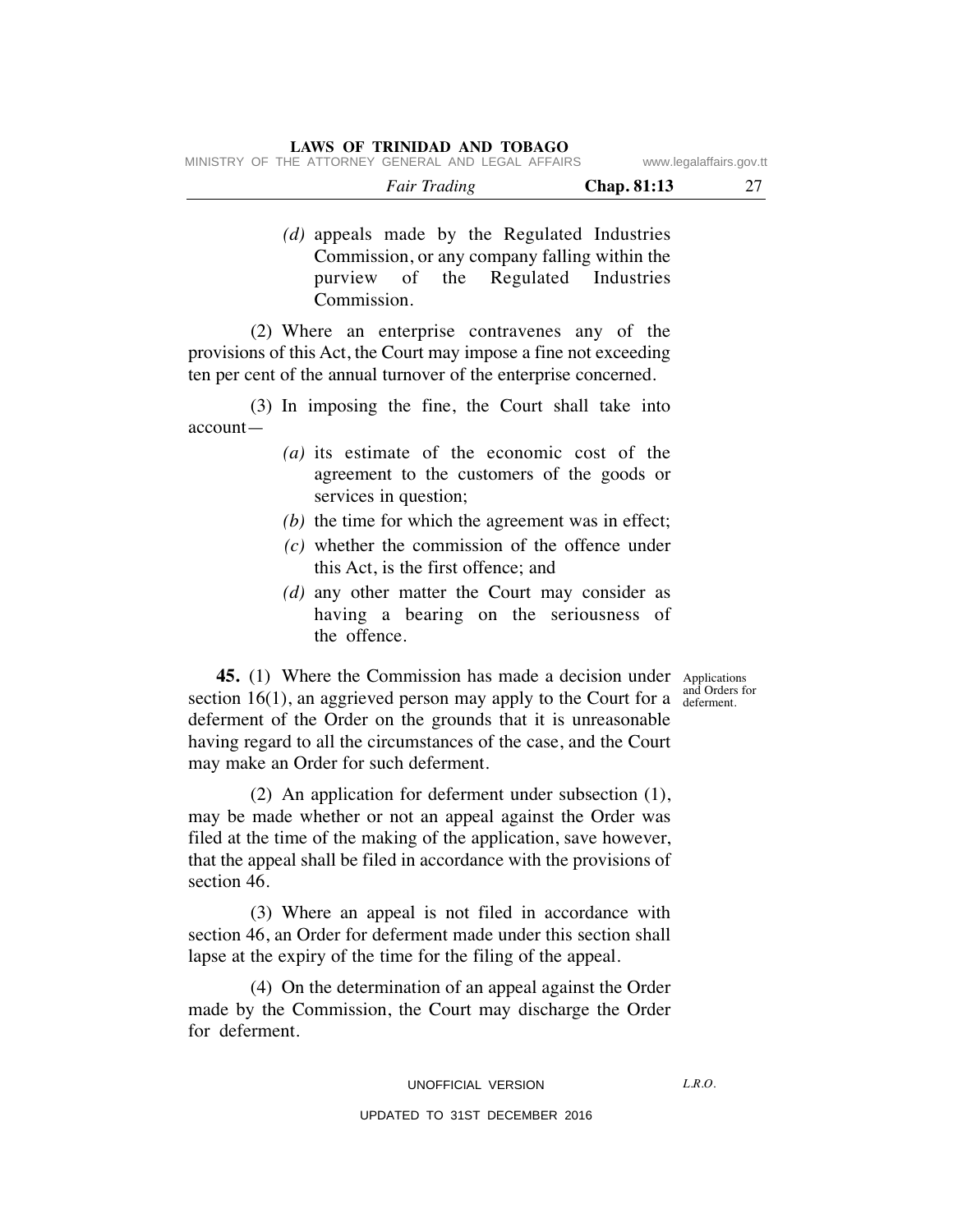*(d)* appeals made by the Regulated Industries Commission, or any company falling within the purview of the Regulated Industries Commission.

(2) Where an enterprise contravenes any of the provisions of this Act, the Court may impose a fine not exceeding ten per cent of the annual turnover of the enterprise concerned.

(3) In imposing the fine, the Court shall take into account—

*(a)* its estimate of the economic cost of the agreement to the customers of the goods or services in question;

*(b)* the time for which the agreement was in effect;

*(c)* whether the commission of the offence under this Act, is the first offence; and

*(d)* any other matter the Court may consider as having a bearing on the seriousness of the offence.

Applications and Orders for deferment.

**45.** (1) Where the Commission has made a decision under section 16(1), an aggrieved person may apply to the Court for a deferment of the Order on the grounds that it is unreasonable having regard to all the circumstances of the case, and the Court may make an Order for such deferment.

(2) An application for deferment under subsection (1), may be made whether or not an appeal against the Order was filed at the time of the making of the application, save however, that the appeal shall be filed in accordance with the provisions of section 46.

(3) Where an appeal is not filed in accordance with section 46, an Order for deferment made under this section shall lapse at the expiry of the time for the filing of the appeal.

(4) On the determination of an appeal against the Order made by the Commission, the Court may discharge the Order for deferment.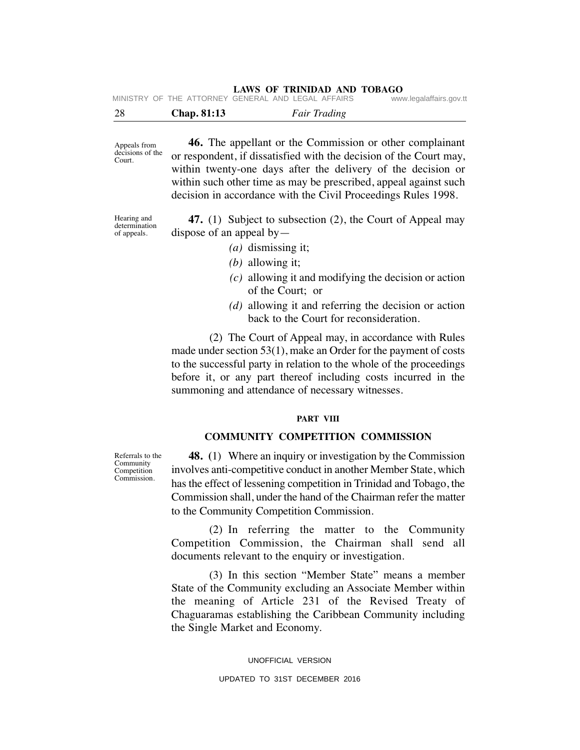Appeals from decisions of the Court.

**46.** The appellant or the Commission or other complainant or respondent, if dissatisfied with the decision of the Court may, within twenty-one days after the delivery of the decision or within such other time as may be prescribed, appeal against such decision in accordance with the Civil Proceedings Rules 1998.

Hearing and determination of appeals.

**47.** (1) Subject to subsection (2), the Court of Appeal may dispose of an appeal by—

*(a)* dismissing it;

*(b)* allowing it;

*(c)* allowing it and modifying the decision or action of the Court; or

*(d)* allowing it and referring the decision or action back to the Court for reconsideration.

(2) The Court of Appeal may, in accordance with Rules made under section 53(1), make an Order for the payment of costs to the successful party in relation to the whole of the proceedings before it, or any part thereof including costs incurred in the summoning and attendance of necessary witnesses.

## PART VIII

## COMMUNITY COMPETITION COMMISSION

Referrals to the Community Competition Commission.

**48.** (1) Where an inquiry or investigation by the Commission involves anti-competitive conduct in another Member State, which has the effect of lessening competition in Trinidad and Tobago, the Commission shall, under the hand of the Chairman refer the matter to the Community Competition Commission.

(2) In referring the matter to the Community Competition Commission, the Chairman shall send all documents relevant to the enquiry or investigation.

(3) In this section "Member State" means a member State of the Community excluding an Associate Member within the meaning of Article 231 of the Revised Treaty of Chaguaramas establishing the Caribbean Community including the Single Market and Economy.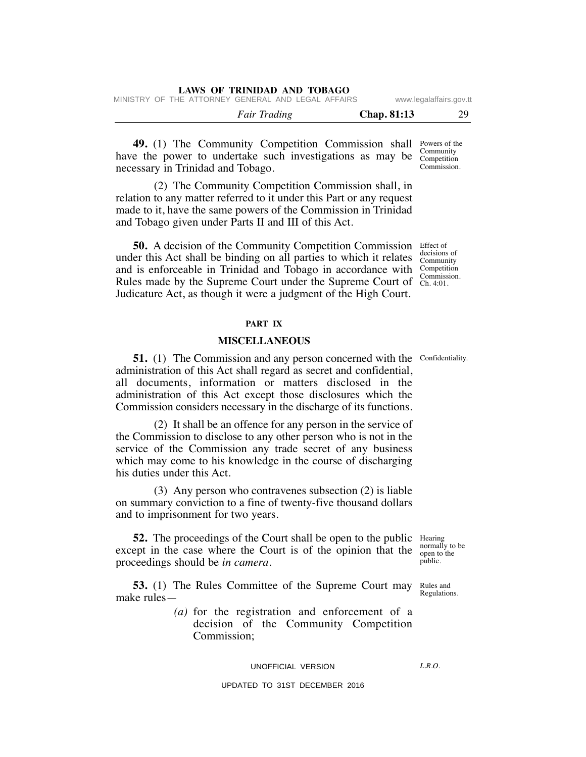**49.** (1) The Community Competition Commission shall have the power to undertake such investigations as may be necessary in Trinidad and Tobago.

Powers of the Community Competition Commission.

(2) The Community Competition Commission shall, in relation to any matter referred to it under this Part or any request made to it, have the same powers of the Commission in Trinidad and Tobago given under Parts II and III of this Act.

**50.** A decision of the Community Competition Commission under this Act shall be binding on all parties to which it relates and is enforceable in Trinidad and Tobago in accordance with Rules made by the Supreme Court under the Supreme Court of Judicature Act, as though it were a judgment of the High Court.

Effect of decisions of Community Competition Commission. Ch. 4:01.

## PART IX

## MISCELLANEOUS

**51.** (1) The Commission and any person concerned with the administration of this Act shall regard as secret and confidential, all documents, information or matters disclosed in the administration of this Act except those disclosures which the Commission considers necessary in the discharge of its functions.

Confidentiality.

(2) It shall be an offence for any person in the service of the Commission to disclose to any other person who is not in the service of the Commission any trade secret of any business which may come to his knowledge in the course of discharging his duties under this Act.

(3) Any person who contravenes subsection (2) is liable on summary conviction to a fine of twenty-five thousand dollars and to imprisonment for two years.

**52.** The proceedings of the Court shall be open to the public except in the case where the Court is of the opinion that the proceedings should be *in camera*.

Hearing normally to be open to the public.

**53.** (1) The Rules Committee of the Supreme Court may make rules—

Rules and Regulations.

*(a)* for the registration and enforcement of a decision of the Community Competition Commission;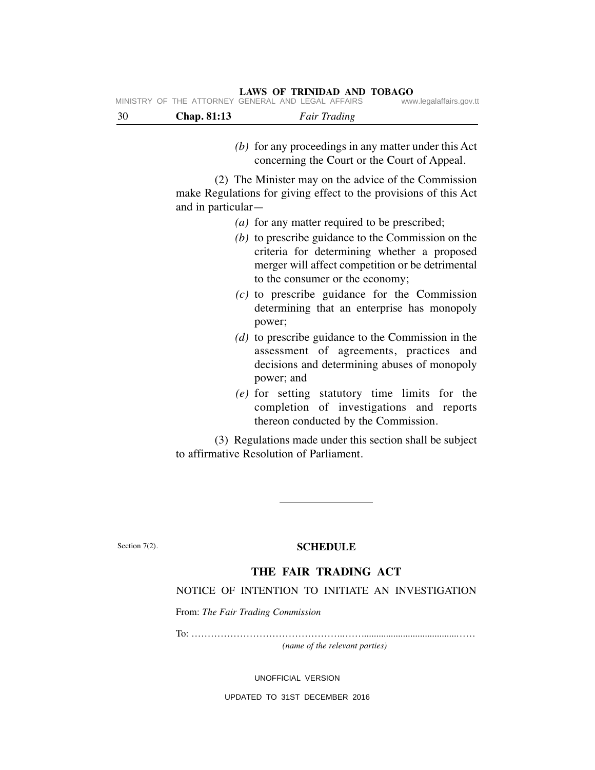(b) for any proceedings in any matter under this Act concerning the Court or the Court of Appeal.

(2) The Minister may on the advice of the Commission make Regulations for giving effect to the provisions of this Act and in particular—

(a) for any matter required to be prescribed;

(b) to prescribe guidance to the Commission on the criteria for determining whether a proposed merger will affect competition or be detrimental to the consumer or the economy;

(c) to prescribe guidance for the Commission determining that an enterprise has monopoly power;

(d) to prescribe guidance to the Commission in the assessment of agreements, practices and decisions and determining abuses of monopoly power; and

(e) for setting statutory time limits for the completion of investigations and reports thereon conducted by the Commission.

(3) Regulations made under this section shall be subject to affirmative Resolution of Parliament.

---

Section 7(2).

## SCHEDULE

### THE FAIR TRADING ACT

NOTICE OF INTENTION TO INITIATE AN INVESTIGATION

From: *The Fair Trading Commission*

To: ……………………………………………………………………………

*(name of the relevant parties)*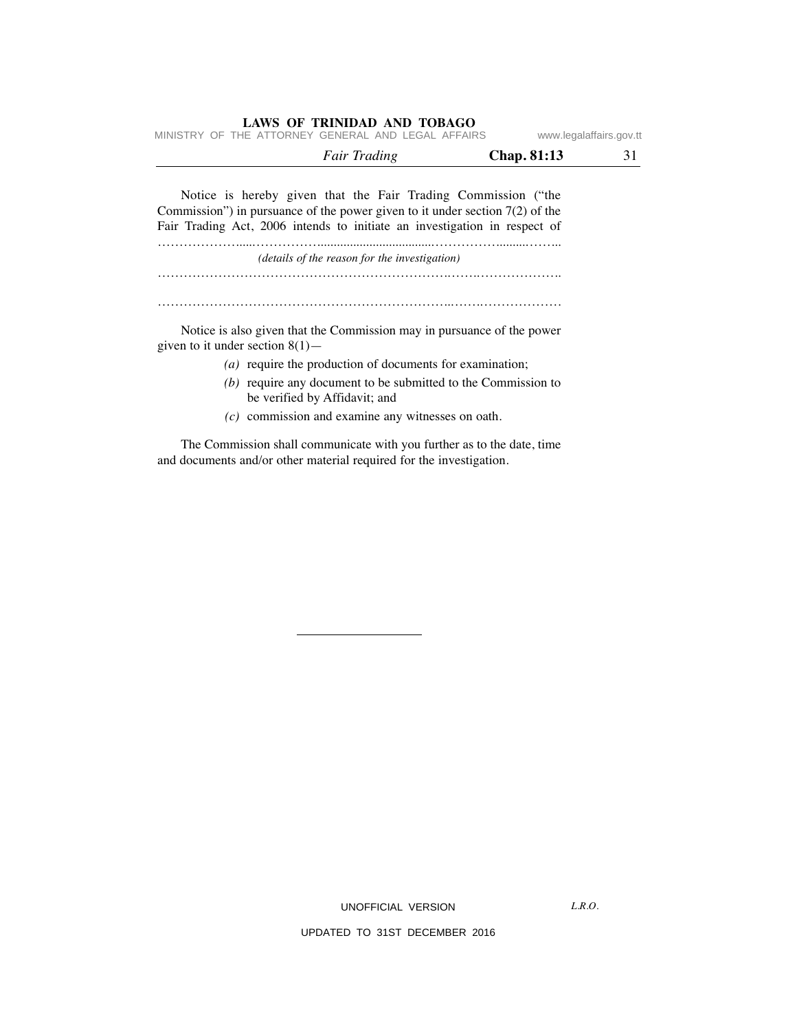Notice is hereby given that the Fair Trading Commission ("the Commission") in pursuance of the power given to it under section 7(2) of the Fair Trading Act, 2006 intends to initiate an investigation in respect of

……………………………………………………………………………………

*(details of the reason for the investigation)*

……………………………………………………………………………………

……………………………………………………………………………………

Notice is also given that the Commission may in pursuance of the power given to it under section 8(1)—

*(a)* require the production of documents for examination;

*(b)* require any document to be submitted to the Commission to be verified by Affidavit; and

*(c)* commission and examine any witnesses on oath.

The Commission shall communicate with you further as to the date, time and documents and/or other material required for the investigation.